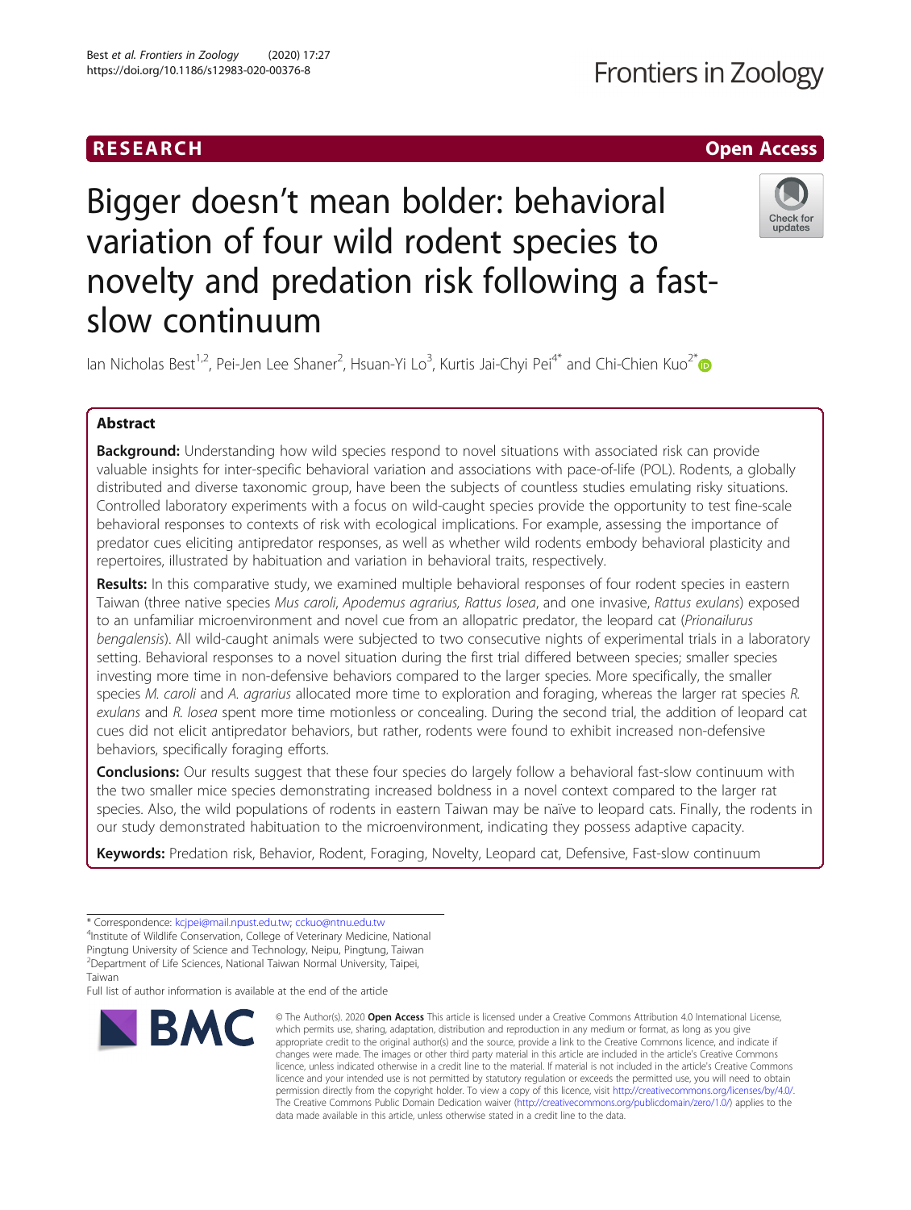RESEARCH

Open Access

# Bigger doesn't mean bolder: behavioral variation of four wild rodent species to novelty and predation risk following a fast-slow continuum

Ian Nicholas Best[1,2], Pei-Jen Lee Shaner[2], Hsuan-Yi Lo[3], Kurtis Jai-Chyi Pei[4*] and Chi-Chien Kuo[2*]

## Abstract

**Background:** Understanding how wild species respond to novel situations with associated risk can provide valuable insights for inter-specific behavioral variation and associations with pace-of-life (POL). Rodents, a globally distributed and diverse taxonomic group, have been the subjects of countless studies emulating risky situations. Controlled laboratory experiments with a focus on wild-caught species provide the opportunity to test fine-scale behavioral responses to contexts of risk with ecological implications. For example, assessing the importance of predator cues eliciting antipredator responses, as well as whether wild rodents embody behavioral plasticity and repertoires, illustrated by habituation and variation in behavioral traits, respectively.

**Results:** In this comparative study, we examined multiple behavioral responses of four rodent species in eastern Taiwan (three native species *Mus caroli*, *Apodemus agrarius, Rattus losea*, and one invasive, *Rattus exulans*) exposed to an unfamiliar microenvironment and novel cue from an allopatric predator, the leopard cat (*Prionailurus bengalensis*). All wild-caught animals were subjected to two consecutive nights of experimental trials in a laboratory setting. Behavioral responses to a novel situation during the first trial differed between species; smaller species investing more time in non-defensive behaviors compared to the larger species. More specifically, the smaller species *M. caroli* and *A. agrarius* allocated more time to exploration and foraging, whereas the larger rat species *R. exulans* and *R. losea* spent more time motionless or concealing. During the second trial, the addition of leopard cat cues did not elicit antipredator behaviors, but rather, rodents were found to exhibit increased non-defensive behaviors, specifically foraging efforts.

**Conclusions:** Our results suggest that these four species do largely follow a behavioral fast-slow continuum with the two smaller mice species demonstrating increased boldness in a novel context compared to the larger rat species. Also, the wild populations of rodents in eastern Taiwan may be naïve to leopard cats. Finally, the rodents in our study demonstrated habituation to the microenvironment, indicating they possess adaptive capacity.

**Keywords:** Predation risk, Behavior, Rodent, Foraging, Novelty, Leopard cat, Defensive, Fast-slow continuum

\* Correspondence: kcjpei@mail.npust.edu.tw; cckuo@ntnu.edu.tw
[4]Institute of Wildlife Conservation, College of Veterinary Medicine, National Pingtung University of Science and Technology, Neipu, Pingtung, Taiwan
[2]Department of Life Sciences, National Taiwan Normal University, Taipei, Taiwan
Full list of author information is available at the end of the article

© The Author(s). 2020 **Open Access** This article is licensed under a Creative Commons Attribution 4.0 International License, which permits use, sharing, adaptation, distribution and reproduction in any medium or format, as long as you give appropriate credit to the original author(s) and the source, provide a link to the Creative Commons licence, and indicate if changes were made. The images or other third party material in this article are included in the article's Creative Commons licence, unless indicated otherwise in a credit line to the material. If material is not included in the article's Creative Commons licence and your intended use is not permitted by statutory regulation or exceeds the permitted use, you will need to obtain permission directly from the copyright holder. To view a copy of this licence, visit http://creativecommons.org/licenses/by/4.0/. The Creative Commons Public Domain Dedication waiver (http://creativecommons.org/publicdomain/zero/1.0/) applies to the data made available in this article, unless otherwise stated in a credit line to the data.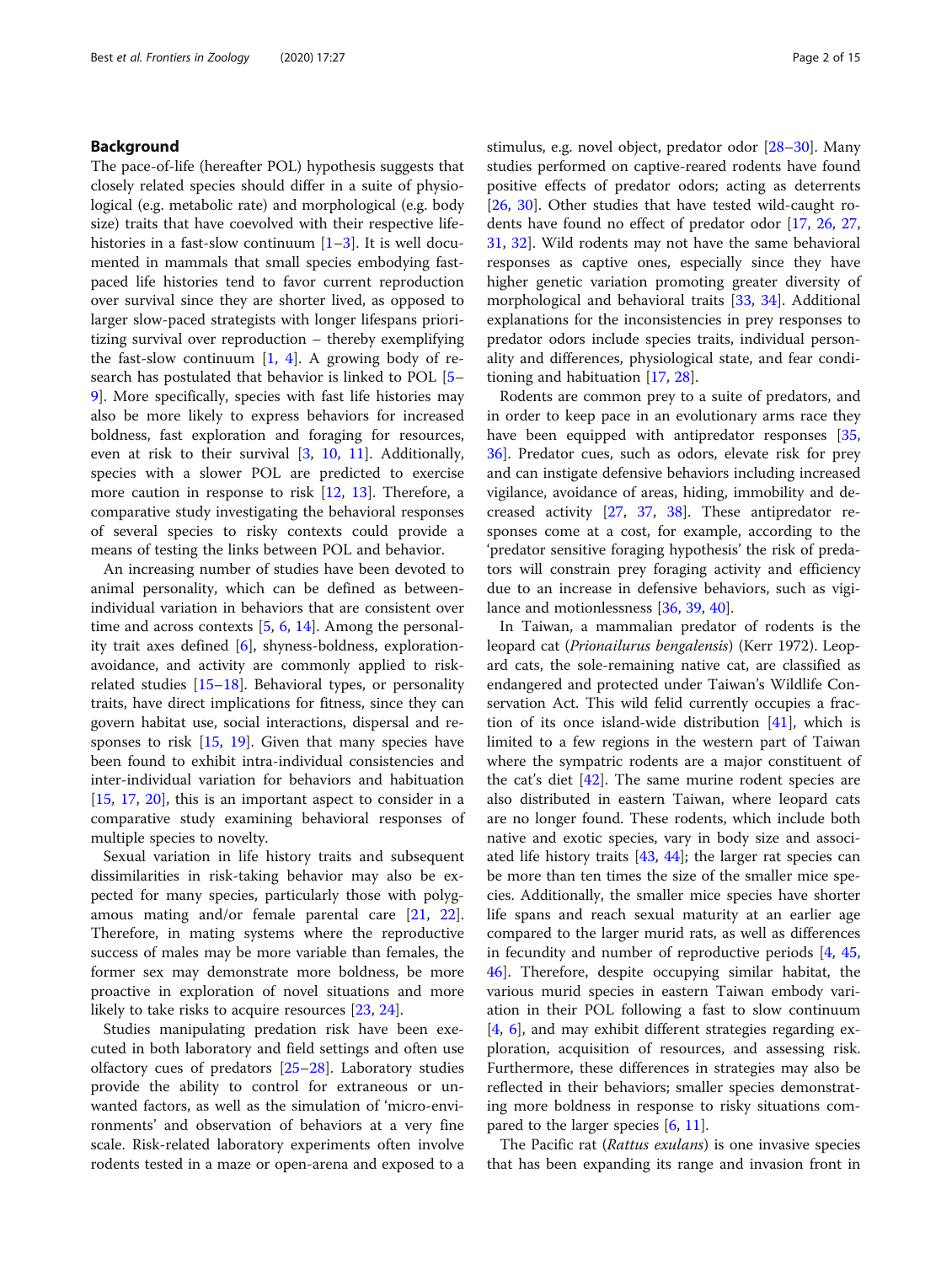## Background

The pace-of-life (hereafter POL) hypothesis suggests that closely related species should differ in a suite of physiological (e.g. metabolic rate) and morphological (e.g. body size) traits that have coevolved with their respective life-histories in a fast-slow continuum [1–3]. It is well documented in mammals that small species embodying fast-paced life histories tend to favor current reproduction over survival since they are shorter lived, as opposed to larger slow-paced strategists with longer lifespans prioritizing survival over reproduction – thereby exemplifying the fast-slow continuum [1, 4]. A growing body of research has postulated that behavior is linked to POL [5–9]. More specifically, species with fast life histories may also be more likely to express behaviors for increased boldness, fast exploration and foraging for resources, even at risk to their survival [3, 10, 11]. Additionally, species with a slower POL are predicted to exercise more caution in response to risk [12, 13]. Therefore, a comparative study investigating the behavioral responses of several species to risky contexts could provide a means of testing the links between POL and behavior.

An increasing number of studies have been devoted to animal personality, which can be defined as between-individual variation in behaviors that are consistent over time and across contexts [5, 6, 14]. Among the personality trait axes defined [6], shyness-boldness, exploration-avoidance, and activity are commonly applied to risk-related studies [15–18]. Behavioral types, or personality traits, have direct implications for fitness, since they can govern habitat use, social interactions, dispersal and responses to risk [15, 19]. Given that many species have been found to exhibit intra-individual consistencies and inter-individual variation for behaviors and habituation [15, 17, 20], this is an important aspect to consider in a comparative study examining behavioral responses of multiple species to novelty.

Sexual variation in life history traits and subsequent dissimilarities in risk-taking behavior may also be expected for many species, particularly those with polygamous mating and/or female parental care [21, 22]. Therefore, in mating systems where the reproductive success of males may be more variable than females, the former sex may demonstrate more boldness, be more proactive in exploration of novel situations and more likely to take risks to acquire resources [23, 24].

Studies manipulating predation risk have been executed in both laboratory and field settings and often use olfactory cues of predators [25–28]. Laboratory studies provide the ability to control for extraneous or unwanted factors, as well as the simulation of 'micro-environments' and observation of behaviors at a very fine scale. Risk-related laboratory experiments often involve rodents tested in a maze or open-arena and exposed to a stimulus, e.g. novel object, predator odor [28–30]. Many studies performed on captive-reared rodents have found positive effects of predator odors; acting as deterrents [26, 30]. Other studies that have tested wild-caught rodents have found no effect of predator odor [17, 26, 27, 31, 32]. Wild rodents may not have the same behavioral responses as captive ones, especially since they have higher genetic variation promoting greater diversity of morphological and behavioral traits [33, 34]. Additional explanations for the inconsistencies in prey responses to predator odors include species traits, individual personality and differences, physiological state, and fear conditioning and habituation [17, 28].

Rodents are common prey to a suite of predators, and in order to keep pace in an evolutionary arms race they have been equipped with antipredator responses [35, 36]. Predator cues, such as odors, elevate risk for prey and can instigate defensive behaviors including increased vigilance, avoidance of areas, hiding, immobility and decreased activity [27, 37, 38]. These antipredator responses come at a cost, for example, according to the 'predator sensitive foraging hypothesis' the risk of predators will constrain prey foraging activity and efficiency due to an increase in defensive behaviors, such as vigilance and motionlessness [36, 39, 40].

In Taiwan, a mammalian predator of rodents is the leopard cat (*Prionailurus bengalensis*) (Kerr 1972). Leopard cats, the sole-remaining native cat, are classified as endangered and protected under Taiwan's Wildlife Conservation Act. This wild felid currently occupies a fraction of its once island-wide distribution [41], which is limited to a few regions in the western part of Taiwan where the sympatric rodents are a major constituent of the cat's diet [42]. The same murine rodent species are also distributed in eastern Taiwan, where leopard cats are no longer found. These rodents, which include both native and exotic species, vary in body size and associated life history traits [43, 44]; the larger rat species can be more than ten times the size of the smaller mice species. Additionally, the smaller mice species have shorter life spans and reach sexual maturity at an earlier age compared to the larger murid rats, as well as differences in fecundity and number of reproductive periods [4, 45, 46]. Therefore, despite occupying similar habitat, the various murid species in eastern Taiwan embody variation in their POL following a fast to slow continuum [4, 6], and may exhibit different strategies regarding exploration, acquisition of resources, and assessing risk. Furthermore, these differences in strategies may also be reflected in their behaviors; smaller species demonstrating more boldness in response to risky situations compared to the larger species [6, 11].

The Pacific rat (*Rattus exulans*) is one invasive species that has been expanding its range and invasion front in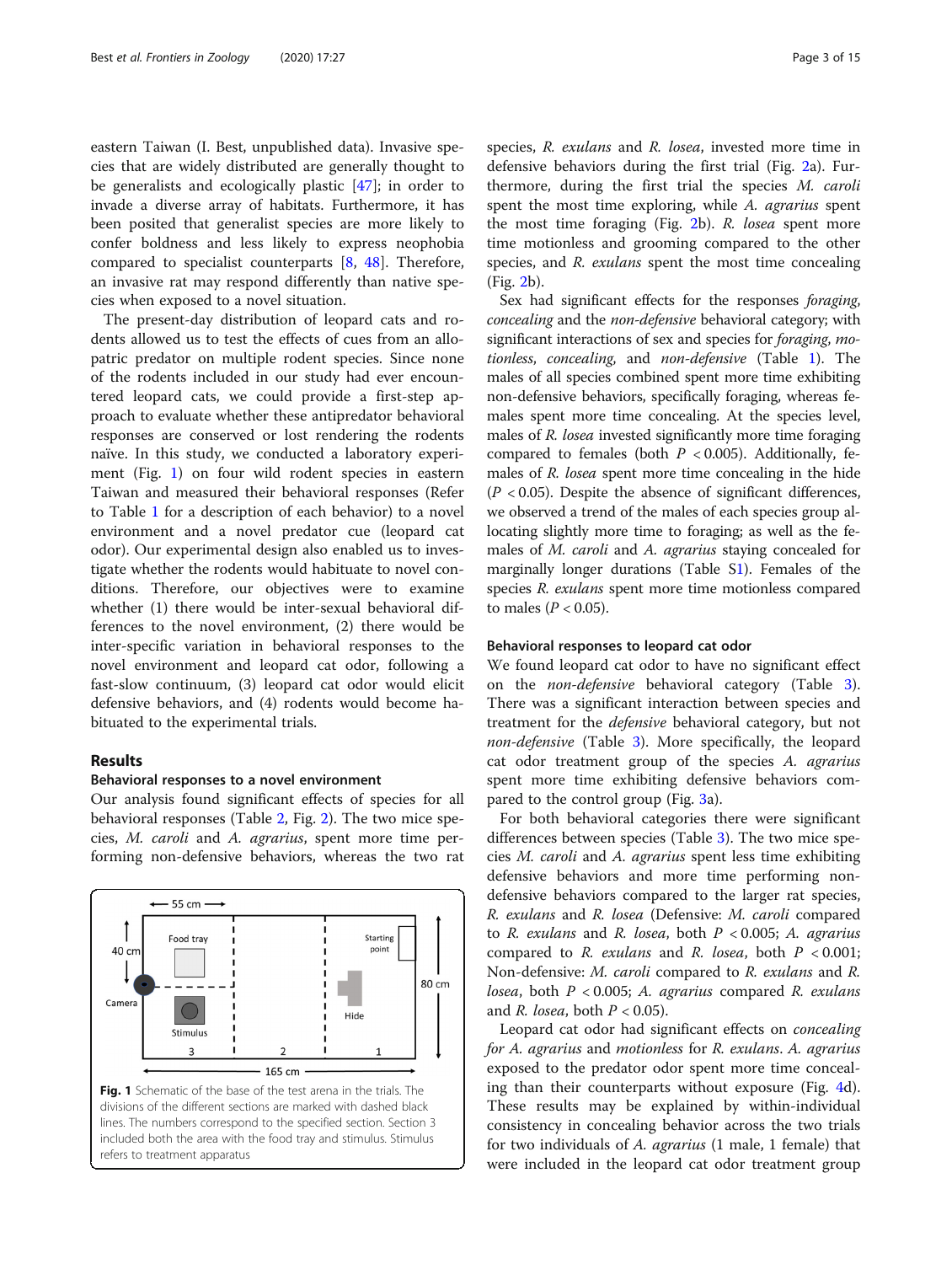eastern Taiwan (I. Best, unpublished data). Invasive species that are widely distributed are generally thought to be generalists and ecologically plastic [47]; in order to invade a diverse array of habitats. Furthermore, it has been posited that generalist species are more likely to confer boldness and less likely to express neophobia compared to specialist counterparts [8, 48]. Therefore, an invasive rat may respond differently than native species when exposed to a novel situation.

The present-day distribution of leopard cats and rodents allowed us to test the effects of cues from an allopatric predator on multiple rodent species. Since none of the rodents included in our study had ever encountered leopard cats, we could provide a first-step approach to evaluate whether these antipredator behavioral responses are conserved or lost rendering the rodents naïve. In this study, we conducted a laboratory experiment (Fig. 1) on four wild rodent species in eastern Taiwan and measured their behavioral responses (Refer to Table 1 for a description of each behavior) to a novel environment and a novel predator cue (leopard cat odor). Our experimental design also enabled us to investigate whether the rodents would habituate to novel conditions. Therefore, our objectives were to examine whether (1) there would be inter-sexual behavioral differences to the novel environment, (2) there would be inter-specific variation in behavioral responses to the novel environment and leopard cat odor, following a fast-slow continuum, (3) leopard cat odor would elicit defensive behaviors, and (4) rodents would become habituated to the experimental trials.

## Results

### Behavioral responses to a novel environment

Our analysis found significant effects of species for all behavioral responses (Table 2, Fig. 2). The two mice species, *M. caroli* and *A. agrarius*, spent more time performing non-defensive behaviors, whereas the two rat species, *R. exulans* and *R. losea*, invested more time in defensive behaviors during the first trial (Fig. 2a). Furthermore, during the first trial the species *M. caroli* spent the most time exploring, while *A. agrarius* spent the most time foraging (Fig. 2b). *R. losea* spent more time motionless and grooming compared to the other species, and *R. exulans* spent the most time concealing (Fig. 2b).

Sex had significant effects for the responses *foraging*, *concealing* and the *non-defensive* behavioral category; with significant interactions of sex and species for *foraging*, *motionless*, *concealing*, and *non-defensive* (Table 1). The males of all species combined spent more time exhibiting non-defensive behaviors, specifically foraging, whereas females spent more time concealing. At the species level, males of *R. losea* invested significantly more time foraging compared to females (both $P < 0.005$). Additionally, females of *R. losea* spent more time concealing in the hide ($P < 0.05$). Despite the absence of significant differences, we observed a trend of the males of each species group allocating slightly more time to foraging; as well as the females of *M. caroli* and *A. agrarius* staying concealed for marginally longer durations (Table S1). Females of the species *R. exulans* spent more time motionless compared to males ($P < 0.05$).

Fig. 1 Schematic of the base of the test arena in the trials. The divisions of the different sections are marked with dashed black lines. The numbers correspond to the specified section. Section 3 included both the area with the food tray and stimulus. Stimulus refers to treatment apparatus

### Behavioral responses to leopard cat odor

We found leopard cat odor to have no significant effect on the *non-defensive* behavioral category (Table 3). There was a significant interaction between species and treatment for the *defensive* behavioral category, but not *non-defensive* (Table 3). More specifically, the leopard cat odor treatment group of the species *A. agrarius* spent more time exhibiting defensive behaviors compared to the control group (Fig. 3a).

For both behavioral categories there were significant differences between species (Table 3). The two mice species *M. caroli* and *A. agrarius* spent less time exhibiting defensive behaviors and more time performing non-defensive behaviors compared to the larger rat species, *R. exulans* and *R. losea* (Defensive: *M. caroli* compared to *R. exulans* and *R. losea*, both $P < 0.005$; *A. agrarius* compared to *R. exulans* and *R. losea*, both $P < 0.001$; Non-defensive: *M. caroli* compared to *R. exulans* and *R. losea*, both $P < 0.005$; *A. agrarius* compared *R. exulans* and *R. losea*, both $P < 0.05$).

Leopard cat odor had significant effects on *concealing for A. agrarius* and *motionless* for *R. exulans*. *A. agrarius* exposed to the predator odor spent more time concealing than their counterparts without exposure (Fig. 4d). These results may be explained by within-individual consistency in concealing behavior across the two trials for two individuals of *A. agrarius* (1 male, 1 female) that were included in the leopard cat odor treatment group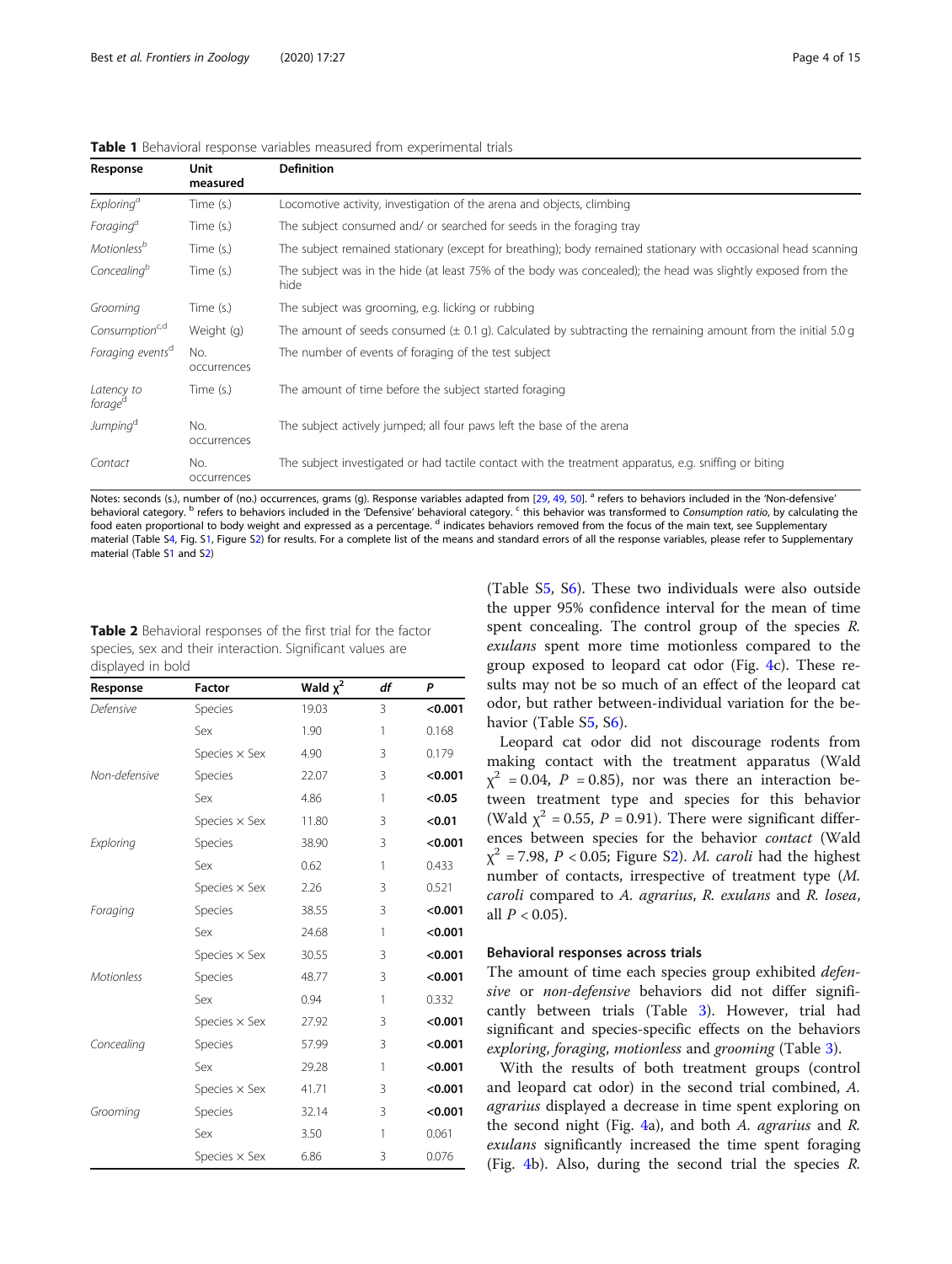**Table 1** Behavioral response variables measured from experimental trials

| Response | Unit measured | Definition |
|---|---|---|
| *Exploring*[a] | Time (s.) | Locomotive activity, investigation of the arena and objects, climbing |
| *Foraging*[a] | Time (s.) | The subject consumed and/ or searched for seeds in the foraging tray |
| *Motionless*[b] | Time (s.) | The subject remained stationary (except for breathing); body remained stationary with occasional head scanning |
| *Concealing*[b] | Time (s.) | The subject was in the hide (at least 75% of the body was concealed); the head was slightly exposed from the hide |
| *Grooming* | Time (s.) | The subject was grooming, e.g. licking or rubbing |
| *Consumption*[c,d] | Weight (g) | The amount of seeds consumed (± 0.1 g). Calculated by subtracting the remaining amount from the initial 5.0 g |
| *Foraging events*[d] | No. occurrences | The number of events of foraging of the test subject |
| *Latency to forage*[d] | Time (s.) | The amount of time before the subject started foraging |
| *Jumping*[d] | No. occurrences | The subject actively jumped; all four paws left the base of the arena |
| *Contact* | No. occurrences | The subject investigated or had tactile contact with the treatment apparatus, e.g. sniffing or biting |

Notes: seconds (s.), number of (no.) occurrences, grams (g). Response variables adapted from [29, 49, 50]. [a] refers to behaviors included in the 'Non-defensive' behavioral category. [b] refers to behaviors included in the 'Defensive' behavioral category. [c] this behavior was transformed to *Consumption ratio*, by calculating the food eaten proportional to body weight and expressed as a percentage. [d] indicates behaviors removed from the focus of the main text, see Supplementary material (Table S4, Fig. S1, Figure S2) for results. For a complete list of the means and standard errors of all the response variables, please refer to Supplementary material (Table S1 and S2)

**Table 2** Behavioral responses of the first trial for the factor species, sex and their interaction. Significant values are displayed in bold

| Response | Factor | Wald $\chi^2$ | df | P |
|---|---|---|---|---|
| *Defensive* | Species | 19.03 | 3 | **<0.001** |
| | Sex | 1.90 | 1 | 0.168 |
| | Species × Sex | 4.90 | 3 | 0.179 |
| *Non-defensive* | Species | 22.07 | 3 | **<0.001** |
| | Sex | 4.86 | 1 | **<0.05** |
| | Species × Sex | 11.80 | 3 | **<0.01** |
| *Exploring* | Species | 38.90 | 3 | **<0.001** |
| | Sex | 0.62 | 1 | 0.433 |
| | Species × Sex | 2.26 | 3 | 0.521 |
| *Foraging* | Species | 38.55 | 3 | **<0.001** |
| | Sex | 24.68 | 1 | **<0.001** |
| | Species × Sex | 30.55 | 3 | **<0.001** |
| *Motionless* | Species | 48.77 | 3 | **<0.001** |
| | Sex | 0.94 | 1 | 0.332 |
| | Species × Sex | 27.92 | 3 | **<0.001** |
| *Concealing* | Species | 57.99 | 3 | **<0.001** |
| | Sex | 29.28 | 1 | **<0.001** |
| | Species × Sex | 41.71 | 3 | **<0.001** |
| *Grooming* | Species | 32.14 | 3 | **<0.001** |
| | Sex | 3.50 | 1 | 0.061 |
| | Species × Sex | 6.86 | 3 | 0.076 |

(Table S5, S6). These two individuals were also outside the upper 95% confidence interval for the mean of time spent concealing. The control group of the species *R. exulans* spent more time motionless compared to the group exposed to leopard cat odor (Fig. 4c). These results may not be so much of an effect of the leopard cat odor, but rather between-individual variation for the behavior (Table S5, S6).

Leopard cat odor did not discourage rodents from making contact with the treatment apparatus (Wald $\chi^2 = 0.04$, $P = 0.85$), nor was there an interaction between treatment type and species for this behavior (Wald $\chi^2 = 0.55$, $P = 0.91$). There were significant differences between species for the behavior *contact* (Wald $\chi^2 = 7.98$, $P < 0.05$; Figure S2). *M. caroli* had the highest number of contacts, irrespective of treatment type (*M. caroli* compared to *A. agrarius*, *R. exulans* and *R. losea*, all $P < 0.05$).

### Behavioral responses across trials

The amount of time each species group exhibited *defensive* or *non-defensive* behaviors did not differ significantly between trials (Table 3). However, trial had significant and species-specific effects on the behaviors *exploring*, *foraging*, *motionless* and *grooming* (Table 3).

With the results of both treatment groups (control and leopard cat odor) in the second trial combined, *A. agrarius* displayed a decrease in time spent exploring on the second night (Fig. 4a), and both *A. agrarius* and *R. exulans* significantly increased the time spent foraging (Fig. 4b). Also, during the second trial the species *R.*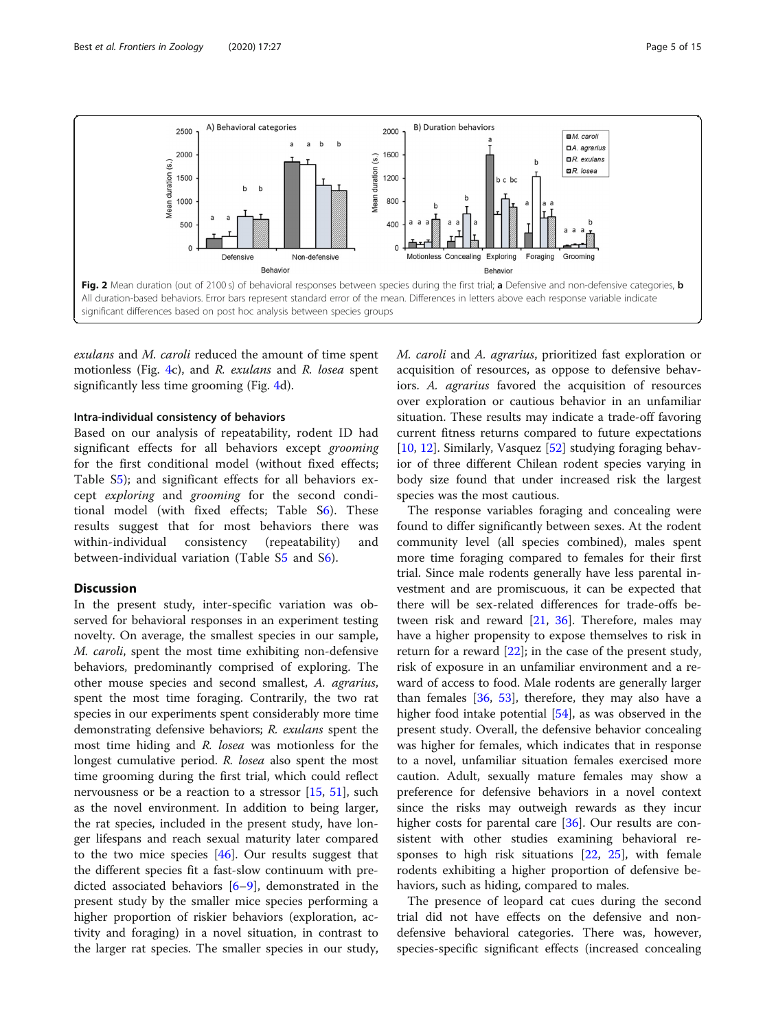**Fig. 2** Mean duration (out of 2100 s) of behavioral responses between species during the first trial; **a** Defensive and non-defensive categories, **b** All duration-based behaviors. Error bars represent standard error of the mean. Differences in letters above each response variable indicate significant differences based on post hoc analysis between species groups

*exulans* and *M. caroli* reduced the amount of time spent motionless (Fig. 4c), and *R. exulans* and *R. losea* spent significantly less time grooming (Fig. 4d).

### Intra-individual consistency of behaviors

Based on our analysis of repeatability, rodent ID had significant effects for all behaviors except *grooming* for the first conditional model (without fixed effects; Table S5); and significant effects for all behaviors except *exploring* and *grooming* for the second conditional model (with fixed effects; Table S6). These results suggest that for most behaviors there was within-individual consistency (repeatability) and between-individual variation (Table S5 and S6).

## Discussion

In the present study, inter-specific variation was observed for behavioral responses in an experiment testing novelty. On average, the smallest species in our sample, *M. caroli*, spent the most time exhibiting non-defensive behaviors, predominantly comprised of exploring. The other mouse species and second smallest, *A. agrarius*, spent the most time foraging. Contrarily, the two rat species in our experiments spent considerably more time demonstrating defensive behaviors; *R. exulans* spent the most time hiding and *R. losea* was motionless for the longest cumulative period. *R. losea* also spent the most time grooming during the first trial, which could reflect nervousness or be a reaction to a stressor [15, 51], such as the novel environment. In addition to being larger, the rat species, included in the present study, have longer lifespans and reach sexual maturity later compared to the two mice species [46]. Our results suggest that the different species fit a fast-slow continuum with predicted associated behaviors [6–9], demonstrated in the present study by the smaller mice species performing a higher proportion of riskier behaviors (exploration, activity and foraging) in a novel situation, in contrast to the larger rat species. The smaller species in our study, *M. caroli* and *A. agrarius*, prioritized fast exploration or acquisition of resources, as oppose to defensive behaviors. *A. agrarius* favored the acquisition of resources over exploration or cautious behavior in an unfamiliar situation. These results may indicate a trade-off favoring current fitness returns compared to future expectations [10, 12]. Similarly, Vasquez [52] studying foraging behavior of three different Chilean rodent species varying in body size found that under increased risk the largest species was the most cautious.

The response variables foraging and concealing were found to differ significantly between sexes. At the rodent community level (all species combined), males spent more time foraging compared to females for their first trial. Since male rodents generally have less parental investment and are promiscuous, it can be expected that there will be sex-related differences for trade-offs between risk and reward [21, 36]. Therefore, males may have a higher propensity to expose themselves to risk in return for a reward [22]; in the case of the present study, risk of exposure in an unfamiliar environment and a reward of access to food. Male rodents are generally larger than females [36, 53], therefore, they may also have a higher food intake potential [54], as was observed in the present study. Overall, the defensive behavior concealing was higher for females, which indicates that in response to a novel, unfamiliar situation females exercised more caution. Adult, sexually mature females may show a preference for defensive behaviors in a novel context since the risks may outweigh rewards as they incur higher costs for parental care [36]. Our results are consistent with other studies examining behavioral responses to high risk situations [22, 25], with female rodents exhibiting a higher proportion of defensive behaviors, such as hiding, compared to males.

The presence of leopard cat cues during the second trial did not have effects on the defensive and non-defensive behavioral categories. There was, however, species-specific significant effects (increased concealing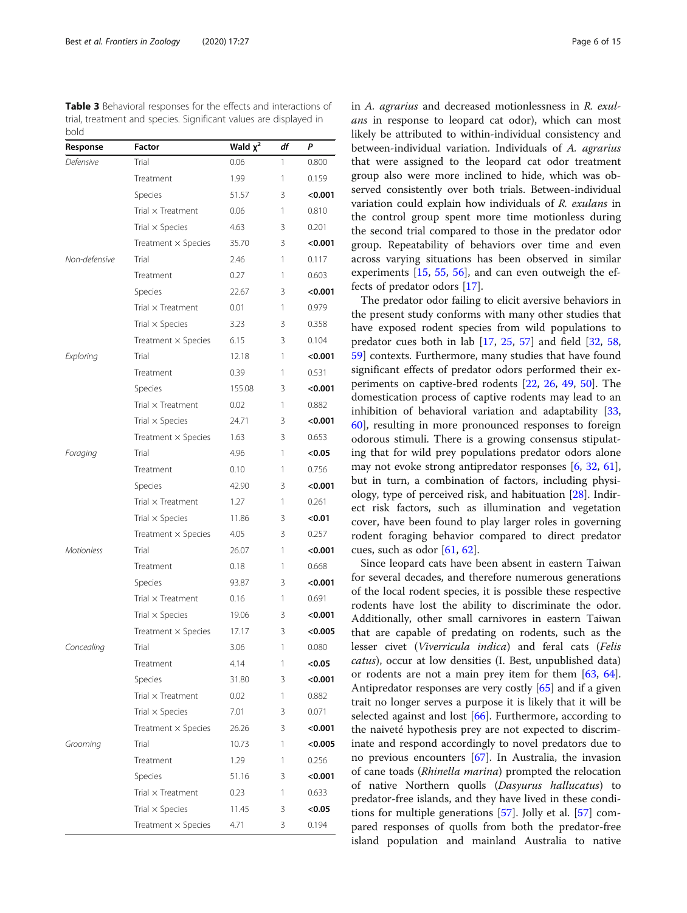**Table 3** Behavioral responses for the effects and interactions of trial, treatment and species. Significant values are displayed in bold

| Response | Factor | Wald $\chi^2$ | *df* | *P* |
|---|---|---|---|---|
| *Defensive* | Trial | 0.06 | 1 | 0.800 |
| | Treatment | 1.99 | 1 | 0.159 |
| | Species | 51.57 | 3 | **<0.001** |
| | Trial × Treatment | 0.06 | 1 | 0.810 |
| | Trial × Species | 4.63 | 3 | 0.201 |
| | Treatment × Species | 35.70 | 3 | **<0.001** |
| *Non-defensive* | Trial | 2.46 | 1 | 0.117 |
| | Treatment | 0.27 | 1 | 0.603 |
| | Species | 22.67 | 3 | **<0.001** |
| | Trial × Treatment | 0.01 | 1 | 0.979 |
| | Trial × Species | 3.23 | 3 | 0.358 |
| | Treatment × Species | 6.15 | 3 | 0.104 |
| *Exploring* | Trial | 12.18 | 1 | **<0.001** |
| | Treatment | 0.39 | 1 | 0.531 |
| | Species | 155.08 | 3 | **<0.001** |
| | Trial × Treatment | 0.02 | 1 | 0.882 |
| | Trial × Species | 24.71 | 3 | **<0.001** |
| | Treatment × Species | 1.63 | 3 | 0.653 |
| *Foraging* | Trial | 4.96 | 1 | **<0.05** |
| | Treatment | 0.10 | 1 | 0.756 |
| | Species | 42.90 | 3 | **<0.001** |
| | Trial × Treatment | 1.27 | 1 | 0.261 |
| | Trial × Species | 11.86 | 3 | **<0.01** |
| | Treatment × Species | 4.05 | 3 | 0.257 |
| *Motionless* | Trial | 26.07 | 1 | **<0.001** |
| | Treatment | 0.18 | 1 | 0.668 |
| | Species | 93.87 | 3 | **<0.001** |
| | Trial × Treatment | 0.16 | 1 | 0.691 |
| | Trial × Species | 19.06 | 3 | **<0.001** |
| | Treatment × Species | 17.17 | 3 | **<0.005** |
| *Concealing* | Trial | 3.06 | 1 | 0.080 |
| | Treatment | 4.14 | 1 | **<0.05** |
| | Species | 31.80 | 3 | **<0.001** |
| | Trial × Treatment | 0.02 | 1 | 0.882 |
| | Trial × Species | 7.01 | 3 | 0.071 |
| | Treatment × Species | 26.26 | 3 | **<0.001** |
| *Grooming* | Trial | 10.73 | 1 | **<0.005** |
| | Treatment | 1.29 | 1 | 0.256 |
| | Species | 51.16 | 3 | **<0.001** |
| | Trial × Treatment | 0.23 | 1 | 0.633 |
| | Trial × Species | 11.45 | 3 | **<0.05** |
| | Treatment × Species | 4.71 | 3 | 0.194 |

in *A. agrarius* and decreased motionlessness in *R. exulans* in response to leopard cat odor), which can most likely be attributed to within-individual consistency and between-individual variation. Individuals of *A. agrarius* that were assigned to the leopard cat odor treatment group also were more inclined to hide, which was observed consistently over both trials. Between-individual variation could explain how individuals of *R. exulans* in the control group spent more time motionless during the second trial compared to those in the predator odor group. Repeatability of behaviors over time and even across varying situations has been observed in similar experiments [15, 55, 56], and can even outweigh the effects of predator odors [17].

The predator odor failing to elicit aversive behaviors in the present study conforms with many other studies that have exposed rodent species from wild populations to predator cues both in lab [17, 25, 57] and field [32, 58, 59] contexts. Furthermore, many studies that have found significant effects of predator odors performed their experiments on captive-bred rodents [22, 26, 49, 50]. The domestication process of captive rodents may lead to an inhibition of behavioral variation and adaptability [33, 60], resulting in more pronounced responses to foreign odorous stimuli. There is a growing consensus stipulating that for wild prey populations predator odors alone may not evoke strong antipredator responses [6, 32, 61], but in turn, a combination of factors, including physiology, type of perceived risk, and habituation [28]. Indirect risk factors, such as illumination and vegetation cover, have been found to play larger roles in governing rodent foraging behavior compared to direct predator cues, such as odor [61, 62].

Since leopard cats have been absent in eastern Taiwan for several decades, and therefore numerous generations of the local rodent species, it is possible these respective rodents have lost the ability to discriminate the odor. Additionally, other small carnivores in eastern Taiwan that are capable of predating on rodents, such as the lesser civet (*Viverricula indica*) and feral cats (*Felis catus*), occur at low densities (I. Best, unpublished data) or rodents are not a main prey item for them [63, 64]. Antipredator responses are very costly [65] and if a given trait no longer serves a purpose it is likely that it will be selected against and lost [66]. Furthermore, according to the naiveté hypothesis prey are not expected to discriminate and respond accordingly to novel predators due to no previous encounters [67]. In Australia, the invasion of cane toads (*Rhinella marina*) prompted the relocation of native Northern quolls (*Dasyurus hallucatus*) to predator-free islands, and they have lived in these conditions for multiple generations [57]. Jolly et al. [57] compared responses of quolls from both the predator-free island population and mainland Australia to native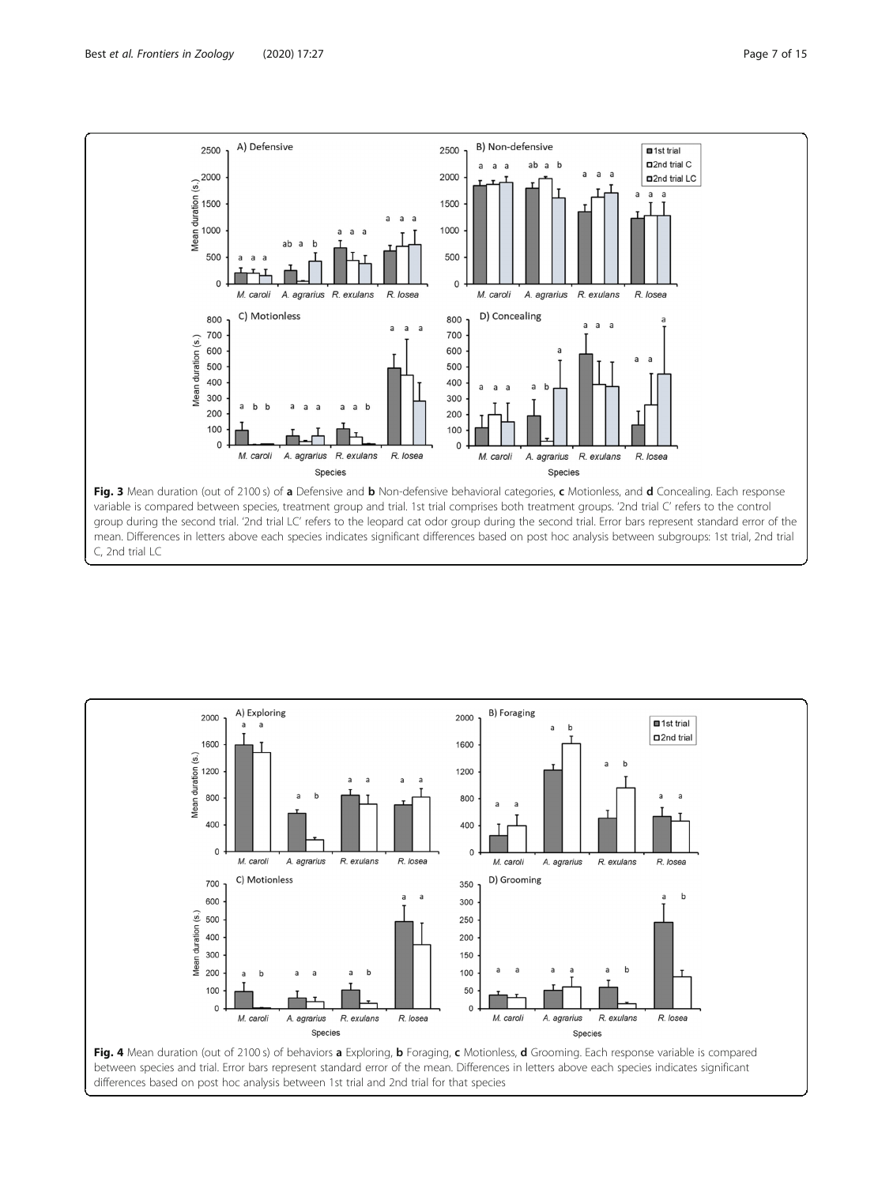**Fig. 3** Mean duration (out of 2100 s) of **a** Defensive and **b** Non-defensive behavioral categories, **c** Motionless, and **d** Concealing. Each response variable is compared between species, treatment group and trial. 1st trial comprises both treatment groups. '2nd trial C' refers to the control group during the second trial. '2nd trial LC' refers to the leopard cat odor group during the second trial. Error bars represent standard error of the mean. Differences in letters above each species indicates significant differences based on post hoc analysis between subgroups: 1st trial, 2nd trial C, 2nd trial LC

**Fig. 4** Mean duration (out of 2100 s) of behaviors **a** Exploring, **b** Foraging, **c** Motionless, **d** Grooming. Each response variable is compared between species and trial. Error bars represent standard error of the mean. Differences in letters above each species indicates significant differences based on post hoc analysis between 1st trial and 2nd trial for that species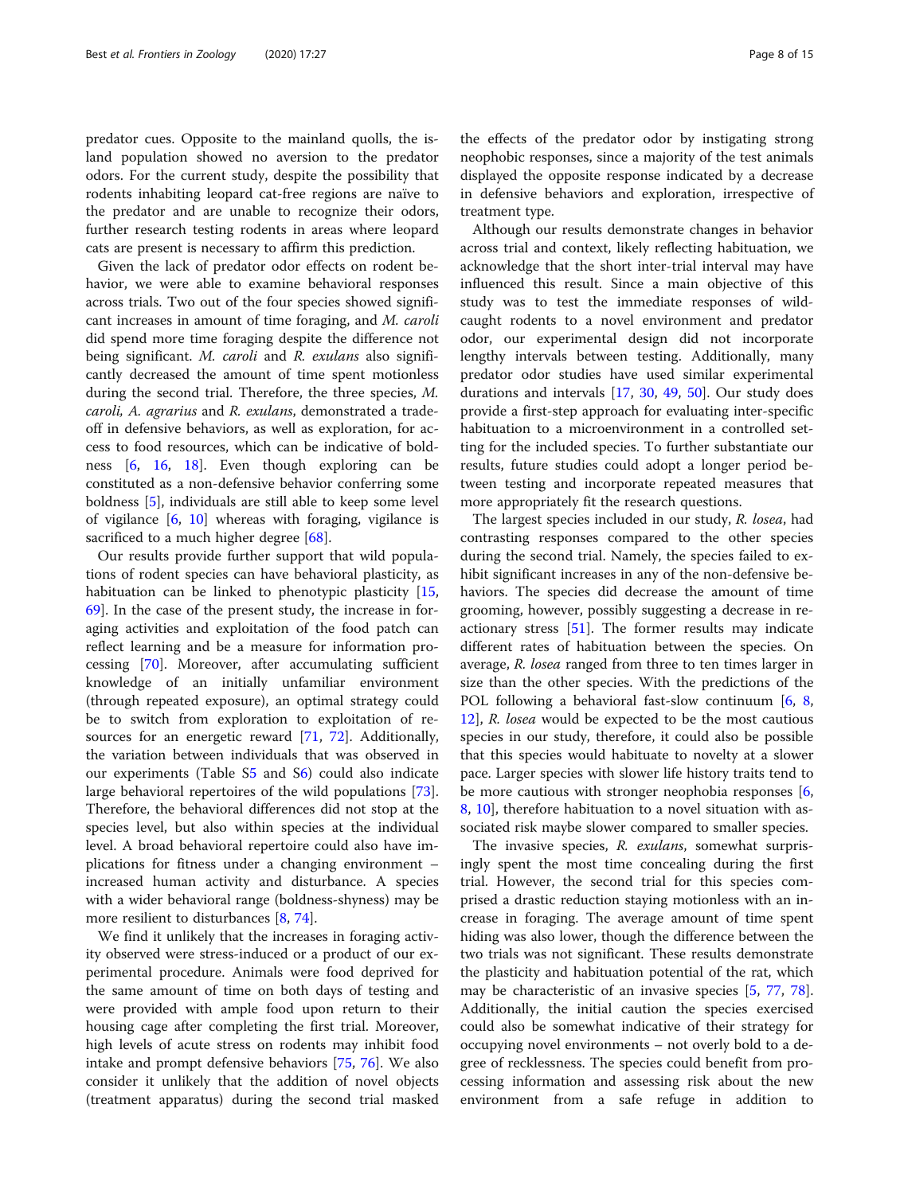predator cues. Opposite to the mainland quolls, the island population showed no aversion to the predator odors. For the current study, despite the possibility that rodents inhabiting leopard cat-free regions are naïve to the predator and are unable to recognize their odors, further research testing rodents in areas where leopard cats are present is necessary to affirm this prediction.

Given the lack of predator odor effects on rodent behavior, we were able to examine behavioral responses across trials. Two out of the four species showed significant increases in amount of time foraging, and *M. caroli* did spend more time foraging despite the difference not being significant. *M. caroli* and *R. exulans* also significantly decreased the amount of time spent motionless during the second trial. Therefore, the three species, *M. caroli, A. agrarius* and *R. exulans*, demonstrated a tradeoff in defensive behaviors, as well as exploration, for access to food resources, which can be indicative of boldness [6, 16, 18]. Even though exploring can be constituted as a non-defensive behavior conferring some boldness [5], individuals are still able to keep some level of vigilance [6, 10] whereas with foraging, vigilance is sacrificed to a much higher degree [68].

Our results provide further support that wild populations of rodent species can have behavioral plasticity, as habituation can be linked to phenotypic plasticity [15, 69]. In the case of the present study, the increase in foraging activities and exploitation of the food patch can reflect learning and be a measure for information processing [70]. Moreover, after accumulating sufficient knowledge of an initially unfamiliar environment (through repeated exposure), an optimal strategy could be to switch from exploration to exploitation of resources for an energetic reward [71, 72]. Additionally, the variation between individuals that was observed in our experiments (Table S5 and S6) could also indicate large behavioral repertoires of the wild populations [73]. Therefore, the behavioral differences did not stop at the species level, but also within species at the individual level. A broad behavioral repertoire could also have implications for fitness under a changing environment – increased human activity and disturbance. A species with a wider behavioral range (boldness-shyness) may be more resilient to disturbances [8, 74].

We find it unlikely that the increases in foraging activity observed were stress-induced or a product of our experimental procedure. Animals were food deprived for the same amount of time on both days of testing and were provided with ample food upon return to their housing cage after completing the first trial. Moreover, high levels of acute stress on rodents may inhibit food intake and prompt defensive behaviors [75, 76]. We also consider it unlikely that the addition of novel objects (treatment apparatus) during the second trial masked the effects of the predator odor by instigating strong neophobic responses, since a majority of the test animals displayed the opposite response indicated by a decrease in defensive behaviors and exploration, irrespective of treatment type.

Although our results demonstrate changes in behavior across trial and context, likely reflecting habituation, we acknowledge that the short inter-trial interval may have influenced this result. Since a main objective of this study was to test the immediate responses of wild-caught rodents to a novel environment and predator odor, our experimental design did not incorporate lengthy intervals between testing. Additionally, many predator odor studies have used similar experimental durations and intervals [17, 30, 49, 50]. Our study does provide a first-step approach for evaluating inter-specific habituation to a microenvironment in a controlled setting for the included species. To further substantiate our results, future studies could adopt a longer period between testing and incorporate repeated measures that more appropriately fit the research questions.

The largest species included in our study, *R. losea*, had contrasting responses compared to the other species during the second trial. Namely, the species failed to exhibit significant increases in any of the non-defensive behaviors. The species did decrease the amount of time grooming, however, possibly suggesting a decrease in reactionary stress [51]. The former results may indicate different rates of habituation between the species. On average, *R. losea* ranged from three to ten times larger in size than the other species. With the predictions of the POL following a behavioral fast-slow continuum [6, 8, 12], *R. losea* would be expected to be the most cautious species in our study, therefore, it could also be possible that this species would habituate to novelty at a slower pace. Larger species with slower life history traits tend to be more cautious with stronger neophobia responses [6, 8, 10], therefore habituation to a novel situation with associated risk maybe slower compared to smaller species.

The invasive species, *R. exulans*, somewhat surprisingly spent the most time concealing during the first trial. However, the second trial for this species comprised a drastic reduction staying motionless with an increase in foraging. The average amount of time spent hiding was also lower, though the difference between the two trials was not significant. These results demonstrate the plasticity and habituation potential of the rat, which may be characteristic of an invasive species [5, 77, 78]. Additionally, the initial caution the species exercised could also be somewhat indicative of their strategy for occupying novel environments – not overly bold to a degree of recklessness. The species could benefit from processing information and assessing risk about the new environment from a safe refuge in addition to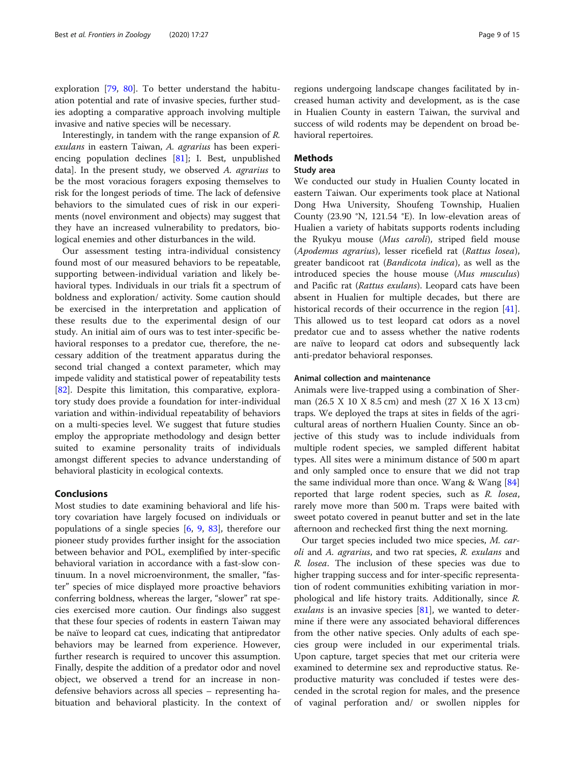exploration [79, 80]. To better understand the habituation potential and rate of invasive species, further studies adopting a comparative approach involving multiple invasive and native species will be necessary.

Interestingly, in tandem with the range expansion of *R. exulans* in eastern Taiwan, *A. agrarius* has been experiencing population declines [81]; I. Best, unpublished data]. In the present study, we observed *A. agrarius* to be the most voracious foragers exposing themselves to risk for the longest periods of time. The lack of defensive behaviors to the simulated cues of risk in our experiments (novel environment and objects) may suggest that they have an increased vulnerability to predators, biological enemies and other disturbances in the wild.

Our assessment testing intra-individual consistency found most of our measured behaviors to be repeatable, supporting between-individual variation and likely behavioral types. Individuals in our trials fit a spectrum of boldness and exploration/ activity. Some caution should be exercised in the interpretation and application of these results due to the experimental design of our study. An initial aim of ours was to test inter-specific behavioral responses to a predator cue, therefore, the necessary addition of the treatment apparatus during the second trial changed a context parameter, which may impede validity and statistical power of repeatability tests [82]. Despite this limitation, this comparative, exploratory study does provide a foundation for inter-individual variation and within-individual repeatability of behaviors on a multi-species level. We suggest that future studies employ the appropriate methodology and design better suited to examine personality traits of individuals amongst different species to advance understanding of behavioral plasticity in ecological contexts.

## Conclusions

Most studies to date examining behavioral and life history covariation have largely focused on individuals or populations of a single species [6, 9, 83], therefore our pioneer study provides further insight for the association between behavior and POL, exemplified by inter-specific behavioral variation in accordance with a fast-slow continuum. In a novel microenvironment, the smaller, "faster" species of mice displayed more proactive behaviors conferring boldness, whereas the larger, "slower" rat species exercised more caution. Our findings also suggest that these four species of rodents in eastern Taiwan may be naïve to leopard cat cues, indicating that antipredator behaviors may be learned from experience. However, further research is required to uncover this assumption. Finally, despite the addition of a predator odor and novel object, we observed a trend for an increase in non-defensive behaviors across all species – representing habituation and behavioral plasticity. In the context of regions undergoing landscape changes facilitated by increased human activity and development, as is the case in Hualien County in eastern Taiwan, the survival and success of wild rodents may be dependent on broad behavioral repertoires.

## Methods

### Study area

We conducted our study in Hualien County located in eastern Taiwan. Our experiments took place at National Dong Hwa University, Shoufeng Township, Hualien County (23.90 °N, 121.54 °E). In low-elevation areas of Hualien a variety of habitats supports rodents including the Ryukyu mouse (*Mus caroli*), striped field mouse (*Apodemus agrarius*), lesser ricefield rat (*Rattus losea*), greater bandicoot rat (*Bandicota indica*), as well as the introduced species the house mouse (*Mus musculus*) and Pacific rat (*Rattus exulans*). Leopard cats have been absent in Hualien for multiple decades, but there are historical records of their occurrence in the region [41]. This allowed us to test leopard cat odors as a novel predator cue and to assess whether the native rodents are naïve to leopard cat odors and subsequently lack anti-predator behavioral responses.

### Animal collection and maintenance

Animals were live-trapped using a combination of Sherman (26.5 X 10 X 8.5 cm) and mesh (27 X 16 X 13 cm) traps. We deployed the traps at sites in fields of the agricultural areas of northern Hualien County. Since an objective of this study was to include individuals from multiple rodent species, we sampled different habitat types. All sites were a minimum distance of 500 m apart and only sampled once to ensure that we did not trap the same individual more than once. Wang & Wang [84] reported that large rodent species, such as *R. losea*, rarely move more than 500 m. Traps were baited with sweet potato covered in peanut butter and set in the late afternoon and rechecked first thing the next morning.

Our target species included two mice species, *M. caroli* and *A. agrarius*, and two rat species, *R. exulans* and *R. losea*. The inclusion of these species was due to higher trapping success and for inter-specific representation of rodent communities exhibiting variation in morphological and life history traits. Additionally, since *R. exulans* is an invasive species [81], we wanted to determine if there were any associated behavioral differences from the other native species. Only adults of each species group were included in our experimental trials. Upon capture, target species that met our criteria were examined to determine sex and reproductive status. Reproductive maturity was concluded if testes were descended in the scrotal region for males, and the presence of vaginal perforation and/ or swollen nipples for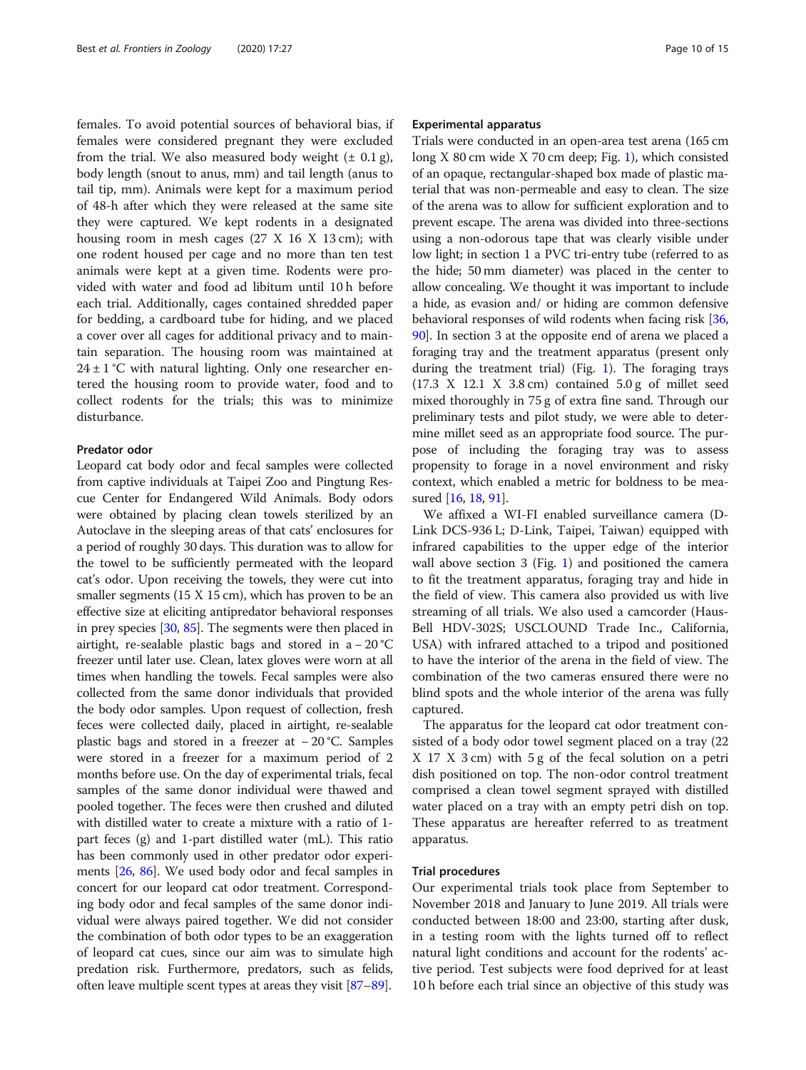females. To avoid potential sources of behavioral bias, if females were considered pregnant they were excluded from the trial. We also measured body weight (± 0.1 g), body length (snout to anus, mm) and tail length (anus to tail tip, mm). Animals were kept for a maximum period of 48-h after which they were released at the same site they were captured. We kept rodents in a designated housing room in mesh cages (27 X 16 X 13 cm); with one rodent housed per cage and no more than ten test animals were kept at a given time. Rodents were provided with water and food ad libitum until 10 h before each trial. Additionally, cages contained shredded paper for bedding, a cardboard tube for hiding, and we placed a cover over all cages for additional privacy and to maintain separation. The housing room was maintained at 24 ± 1 °C with natural lighting. Only one researcher entered the housing room to provide water, food and to collect rodents for the trials; this was to minimize disturbance.

#### Predator odor

Leopard cat body odor and fecal samples were collected from captive individuals at Taipei Zoo and Pingtung Rescue Center for Endangered Wild Animals. Body odors were obtained by placing clean towels sterilized by an Autoclave in the sleeping areas of that cats' enclosures for a period of roughly 30 days. This duration was to allow for the towel to be sufficiently permeated with the leopard cat's odor. Upon receiving the towels, they were cut into smaller segments (15 X 15 cm), which has proven to be an effective size at eliciting antipredator behavioral responses in prey species [30, 85]. The segments were then placed in airtight, re-sealable plastic bags and stored in a − 20 °C freezer until later use. Clean, latex gloves were worn at all times when handling the towels. Fecal samples were also collected from the same donor individuals that provided the body odor samples. Upon request of collection, fresh feces were collected daily, placed in airtight, re-sealable plastic bags and stored in a freezer at − 20 °C. Samples were stored in a freezer for a maximum period of 2 months before use. On the day of experimental trials, fecal samples of the same donor individual were thawed and pooled together. The feces were then crushed and diluted with distilled water to create a mixture with a ratio of 1-part feces (g) and 1-part distilled water (mL). This ratio has been commonly used in other predator odor experiments [26, 86]. We used body odor and fecal samples in concert for our leopard cat odor treatment. Corresponding body odor and fecal samples of the same donor individual were always paired together. We did not consider the combination of both odor types to be an exaggeration of leopard cat cues, since our aim was to simulate high predation risk. Furthermore, predators, such as felids, often leave multiple scent types at areas they visit [87–89].

#### Experimental apparatus

Trials were conducted in an open-area test arena (165 cm long X 80 cm wide X 70 cm deep; Fig. 1), which consisted of an opaque, rectangular-shaped box made of plastic material that was non-permeable and easy to clean. The size of the arena was to allow for sufficient exploration and to prevent escape. The arena was divided into three-sections using a non-odorous tape that was clearly visible under low light; in section 1 a PVC tri-entry tube (referred to as the hide; 50 mm diameter) was placed in the center to allow concealing. We thought it was important to include a hide, as evasion and/ or hiding are common defensive behavioral responses of wild rodents when facing risk [36, 90]. In section 3 at the opposite end of arena we placed a foraging tray and the treatment apparatus (present only during the treatment trial) (Fig. 1). The foraging trays (17.3 X 12.1 X 3.8 cm) contained 5.0 g of millet seed mixed thoroughly in 75 g of extra fine sand. Through our preliminary tests and pilot study, we were able to determine millet seed as an appropriate food source. The purpose of including the foraging tray was to assess propensity to forage in a novel environment and risky context, which enabled a metric for boldness to be measured [16, 18, 91].

We affixed a WI-FI enabled surveillance camera (D-Link DCS-936 L; D-Link, Taipei, Taiwan) equipped with infrared capabilities to the upper edge of the interior wall above section 3 (Fig. 1) and positioned the camera to fit the treatment apparatus, foraging tray and hide in the field of view. This camera also provided us with live streaming of all trials. We also used a camcorder (Haus-Bell HDV-302S; USCLOUND Trade Inc., California, USA) with infrared attached to a tripod and positioned to have the interior of the arena in the field of view. The combination of the two cameras ensured there were no blind spots and the whole interior of the arena was fully captured.

The apparatus for the leopard cat odor treatment consisted of a body odor towel segment placed on a tray (22 X 17 X 3 cm) with 5 g of the fecal solution on a petri dish positioned on top. The non-odor control treatment comprised a clean towel segment sprayed with distilled water placed on a tray with an empty petri dish on top. These apparatus are hereafter referred to as treatment apparatus.

#### Trial procedures

Our experimental trials took place from September to November 2018 and January to June 2019. All trials were conducted between 18:00 and 23:00, starting after dusk, in a testing room with the lights turned off to reflect natural light conditions and account for the rodents' active period. Test subjects were food deprived for at least 10 h before each trial since an objective of this study was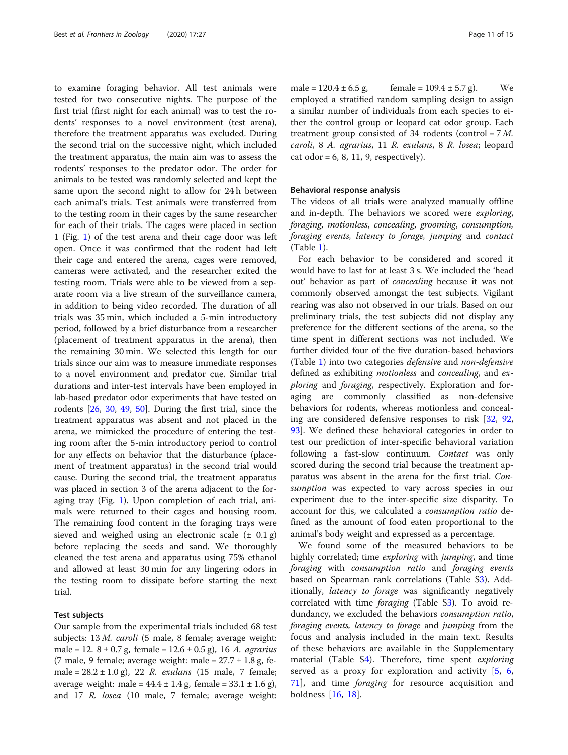to examine foraging behavior. All test animals were tested for two consecutive nights. The purpose of the first trial (first night for each animal) was to test the rodents' responses to a novel environment (test arena), therefore the treatment apparatus was excluded. During the second trial on the successive night, which included the treatment apparatus, the main aim was to assess the rodents' responses to the predator odor. The order for animals to be tested was randomly selected and kept the same upon the second night to allow for 24 h between each animal's trials. Test animals were transferred from to the testing room in their cages by the same researcher for each of their trials. The cages were placed in section 1 (Fig. 1) of the test arena and their cage door was left open. Once it was confirmed that the rodent had left their cage and entered the arena, cages were removed, cameras were activated, and the researcher exited the testing room. Trials were able to be viewed from a separate room via a live stream of the surveillance camera, in addition to being video recorded. The duration of all trials was 35 min, which included a 5-min introductory period, followed by a brief disturbance from a researcher (placement of treatment apparatus in the arena), then the remaining 30 min. We selected this length for our trials since our aim was to measure immediate responses to a novel environment and predator cue. Similar trial durations and inter-test intervals have been employed in lab-based predator odor experiments that have tested on rodents [26, 30, 49, 50]. During the first trial, since the treatment apparatus was absent and not placed in the arena, we mimicked the procedure of entering the testing room after the 5-min introductory period to control for any effects on behavior that the disturbance (placement of treatment apparatus) in the second trial would cause. During the second trial, the treatment apparatus was placed in section 3 of the arena adjacent to the foraging tray (Fig. 1). Upon completion of each trial, animals were returned to their cages and housing room. The remaining food content in the foraging trays were sieved and weighed using an electronic scale (± 0.1 g) before replacing the seeds and sand. We thoroughly cleaned the test arena and apparatus using 75% ethanol and allowed at least 30 min for any lingering odors in the testing room to dissipate before starting the next trial.

### Test subjects

Our sample from the experimental trials included 68 test subjects: 13 *M. caroli* (5 male, 8 female; average weight: male = 12. 8 ± 0.7 g, female = 12.6 ± 0.5 g), 16 *A. agrarius* (7 male, 9 female; average weight: male = 27.7 ± 1.8 g, female = 28.2 ± 1.0 g), 22 *R. exulans* (15 male, 7 female; average weight: male = 44.4 ± 1.4 g, female = 33.1 ± 1.6 g), and 17 *R. losea* (10 male, 7 female; average weight: male = 120.4 ± 6.5 g, female = 109.4 ± 5.7 g). We employed a stratified random sampling design to assign a similar number of individuals from each species to either the control group or leopard cat odor group. Each treatment group consisted of 34 rodents (control = 7 *M. caroli*, 8 *A. agrarius*, 11 *R. exulans*, 8 *R. losea*; leopard cat odor = 6, 8, 11, 9, respectively).

### Behavioral response analysis

The videos of all trials were analyzed manually offline and in-depth. The behaviors we scored were *exploring*, *foraging*, *motionless*, *concealing*, *grooming*, *consumption*, *foraging events*, *latency to forage*, *jumping* and *contact* (Table 1).

For each behavior to be considered and scored it would have to last for at least 3 s. We included the 'head out' behavior as part of *concealing* because it was not commonly observed amongst the test subjects. Vigilant rearing was also not observed in our trials. Based on our preliminary trials, the test subjects did not display any preference for the different sections of the arena, so the time spent in different sections was not included. We further divided four of the five duration-based behaviors (Table 1) into two categories *defensive* and *non-defensive* defined as exhibiting *motionless* and *concealing*, and *exploring* and *foraging*, respectively. Exploration and foraging are commonly classified as non-defensive behaviors for rodents, whereas motionless and concealing are considered defensive responses to risk [32, 92, 93]. We defined these behavioral categories in order to test our prediction of inter-specific behavioral variation following a fast-slow continuum. *Contact* was only scored during the second trial because the treatment apparatus was absent in the arena for the first trial. *Consumption* was expected to vary across species in our experiment due to the inter-specific size disparity. To account for this, we calculated a *consumption ratio* defined as the amount of food eaten proportional to the animal's body weight and expressed as a percentage.

We found some of the measured behaviors to be highly correlated; time *exploring* with *jumping*, and time *foraging* with *consumption ratio* and *foraging events* based on Spearman rank correlations (Table S3). Additionally, *latency to forage* was significantly negatively correlated with time *foraging* (Table S3). To avoid redundancy, we excluded the behaviors *consumption ratio*, *foraging events, latency to forage* and *jumping* from the focus and analysis included in the main text. Results of these behaviors are available in the Supplementary material (Table S4). Therefore, time spent *exploring* served as a proxy for exploration and activity [5, 6, 71], and time *foraging* for resource acquisition and boldness [16, 18].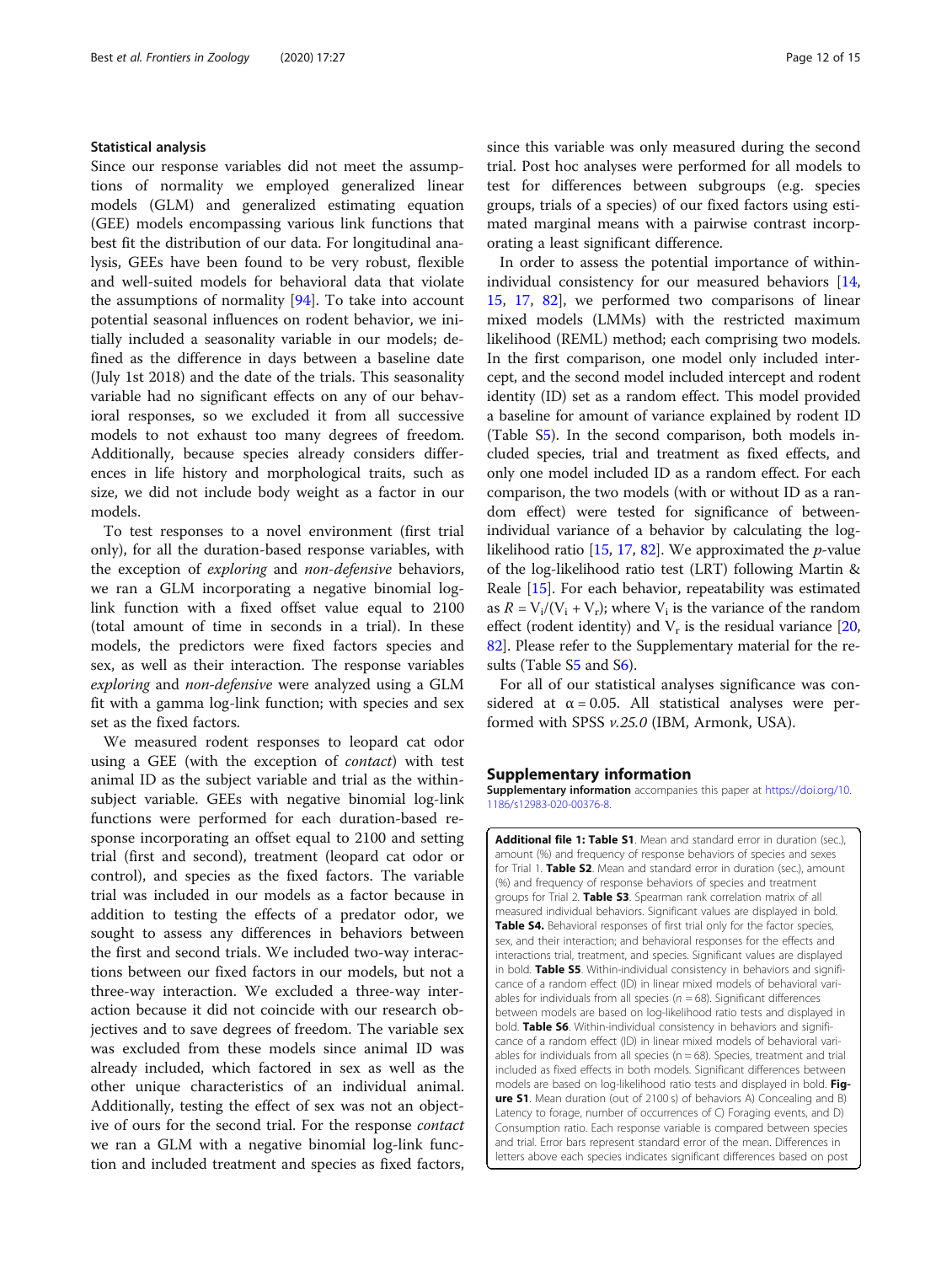### Statistical analysis

Since our response variables did not meet the assumptions of normality we employed generalized linear models (GLM) and generalized estimating equation (GEE) models encompassing various link functions that best fit the distribution of our data. For longitudinal analysis, GEEs have been found to be very robust, flexible and well-suited models for behavioral data that violate the assumptions of normality [94]. To take into account potential seasonal influences on rodent behavior, we initially included a seasonality variable in our models; defined as the difference in days between a baseline date (July 1st 2018) and the date of the trials. This seasonality variable had no significant effects on any of our behavioral responses, so we excluded it from all successive models to not exhaust too many degrees of freedom. Additionally, because species already considers differences in life history and morphological traits, such as size, we did not include body weight as a factor in our models.

To test responses to a novel environment (first trial only), for all the duration-based response variables, with the exception of *exploring* and *non-defensive* behaviors, we ran a GLM incorporating a negative binomial log-link function with a fixed offset value equal to 2100 (total amount of time in seconds in a trial). In these models, the predictors were fixed factors species and sex, as well as their interaction. The response variables *exploring* and *non-defensive* were analyzed using a GLM fit with a gamma log-link function; with species and sex set as the fixed factors.

We measured rodent responses to leopard cat odor using a GEE (with the exception of *contact*) with test animal ID as the subject variable and trial as the within-subject variable. GEEs with negative binomial log-link functions were performed for each duration-based response incorporating an offset equal to 2100 and setting trial (first and second), treatment (leopard cat odor or control), and species as the fixed factors. The variable trial was included in our models as a factor because in addition to testing the effects of a predator odor, we sought to assess any differences in behaviors between the first and second trials. We included two-way interactions between our fixed factors in our models, but not a three-way interaction. We excluded a three-way interaction because it did not coincide with our research objectives and to save degrees of freedom. The variable sex was excluded from these models since animal ID was already included, which factored in sex as well as the other unique characteristics of an individual animal. Additionally, testing the effect of sex was not an objective of ours for the second trial. For the response *contact* we ran a GLM with a negative binomial log-link function and included treatment and species as fixed factors, since this variable was only measured during the second trial. Post hoc analyses were performed for all models to test for differences between subgroups (e.g. species groups, trials of a species) of our fixed factors using estimated marginal means with a pairwise contrast incorporating a least significant difference.

In order to assess the potential importance of within-individual consistency for our measured behaviors [14, 15, 17, 82], we performed two comparisons of linear mixed models (LMMs) with the restricted maximum likelihood (REML) method; each comprising two models. In the first comparison, one model only included intercept, and the second model included intercept and rodent identity (ID) set as a random effect. This model provided a baseline for amount of variance explained by rodent ID (Table S5). In the second comparison, both models included species, trial and treatment as fixed effects, and only one model included ID as a random effect. For each comparison, the two models (with or without ID as a random effect) were tested for significance of between-individual variance of a behavior by calculating the log-likelihood ratio [15, 17, 82]. We approximated the *p*-value of the log-likelihood ratio test (LRT) following Martin & Reale [15]. For each behavior, repeatability was estimated as $R = V_i/(V_i + V_r)$; where $V_i$ is the variance of the random effect (rodent identity) and $V_r$ is the residual variance [20, 82]. Please refer to the Supplementary material for the results (Table S5 and S6).

For all of our statistical analyses significance was considered at $\alpha = 0.05$. All statistical analyses were performed with SPSS *v.25.0* (IBM, Armonk, USA).

## Supplementary information

**Supplementary information** accompanies this paper at https://doi.org/10.1186/s12983-020-00376-8.

**Additional file 1: Table S1**. Mean and standard error in duration (sec.), amount (%) and frequency of response behaviors of species and sexes for Trial 1. **Table S2**. Mean and standard error in duration (sec.), amount (%) and frequency of response behaviors of species and treatment groups for Trial 2. **Table S3**. Spearman rank correlation matrix of all measured individual behaviors. Significant values are displayed in bold. **Table S4.** Behavioral responses of first trial only for the factor species, sex, and their interaction; and behavioral responses for the effects and interactions trial, treatment, and species. Significant values are displayed in bold. **Table S5**. Within-individual consistency in behaviors and significance of a random effect (ID) in linear mixed models of behavioral variables for individuals from all species ($n = 68$). Significant differences between models are based on log-likelihood ratio tests and displayed in bold. **Table S6**. Within-individual consistency in behaviors and significance of a random effect (ID) in linear mixed models of behavioral variables for individuals from all species ($n = 68$). Species, treatment and trial included as fixed effects in both models. Significant differences between models are based on log-likelihood ratio tests and displayed in bold. **Figure S1**. Mean duration (out of 2100 s) of behaviors A) Concealing and B) Latency to forage, number of occurrences of C) Foraging events, and D) Consumption ratio. Each response variable is compared between species and trial. Error bars represent standard error of the mean. Differences in letters above each species indicates significant differences based on post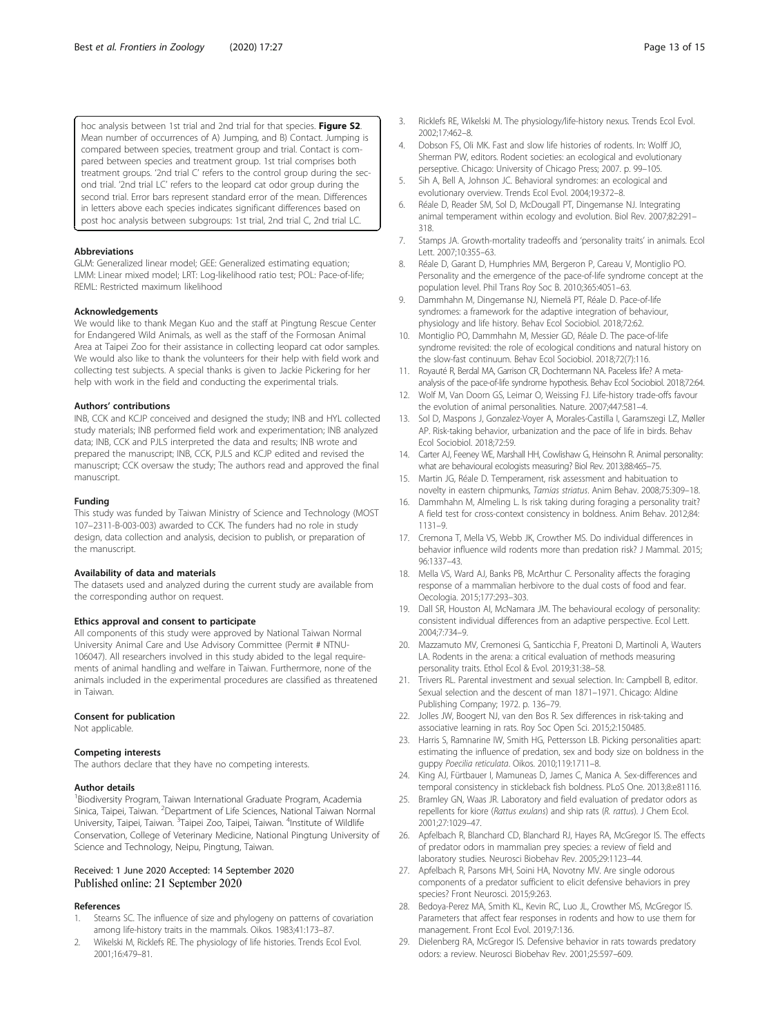hoc analysis between 1st trial and 2nd trial for that species. **Figure S2**. Mean number of occurrences of A) Jumping, and B) Contact. Jumping is compared between species, treatment group and trial. Contact is compared between species and treatment group. 1st trial comprises both treatment groups. '2nd trial C' refers to the control group during the second trial. '2nd trial LC' refers to the leopard cat odor group during the second trial. Error bars represent standard error of the mean. Differences in letters above each species indicates significant differences based on post hoc analysis between subgroups: 1st trial, 2nd trial C, 2nd trial LC.

#### Abbreviations

GLM: Generalized linear model; GEE: Generalized estimating equation; LMM: Linear mixed model; LRT: Log-likelihood ratio test; POL: Pace-of-life; REML: Restricted maximum likelihood

#### Acknowledgements

We would like to thank Megan Kuo and the staff at Pingtung Rescue Center for Endangered Wild Animals, as well as the staff of the Formosan Animal Area at Taipei Zoo for their assistance in collecting leopard cat odor samples. We would also like to thank the volunteers for their help with field work and collecting test subjects. A special thanks is given to Jackie Pickering for her help with work in the field and conducting the experimental trials.

#### Authors' contributions

INB, CCK and KCJP conceived and designed the study; INB and HYL collected study materials; INB performed field work and experimentation; INB analyzed data; INB, CCK and PJLS interpreted the data and results; INB wrote and prepared the manuscript; INB, CCK, PJLS and KCJP edited and revised the manuscript; CCK oversaw the study; The authors read and approved the final manuscript.

#### Funding

This study was funded by Taiwan Ministry of Science and Technology (MOST 107–2311-B-003-003) awarded to CCK. The funders had no role in study design, data collection and analysis, decision to publish, or preparation of the manuscript.

#### Availability of data and materials

The datasets used and analyzed during the current study are available from the corresponding author on request.

#### Ethics approval and consent to participate

All components of this study were approved by National Taiwan Normal University Animal Care and Use Advisory Committee (Permit # NTNU-106047). All researchers involved in this study abided to the legal requirements of animal handling and welfare in Taiwan. Furthermore, none of the animals included in the experimental procedures are classified as threatened in Taiwan.

#### Consent for publication

Not applicable.

#### Competing interests

The authors declare that they have no competing interests.

#### Author details

[1]Biodiversity Program, Taiwan International Graduate Program, Academia Sinica, Taipei, Taiwan. [2]Department of Life Sciences, National Taiwan Normal University, Taipei, Taiwan. [3]Taipei Zoo, Taipei, Taiwan. [4]Institute of Wildlife Conservation, College of Veterinary Medicine, National Pingtung University of Science and Technology, Neipu, Pingtung, Taiwan.

Received: 1 June 2020 Accepted: 14 September 2020
Published online: 21 September 2020

#### References

1. Stearns SC. The influence of size and phylogeny on patterns of covariation among life-history traits in the mammals. Oikos. 1983;41:173–87.
2. Wikelski M, Ricklefs RE. The physiology of life histories. Trends Ecol Evol. 2001;16:479–81.
3. Ricklefs RE, Wikelski M. The physiology/life-history nexus. Trends Ecol Evol. 2002;17:462–8.
4. Dobson FS, Oli MK. Fast and slow life histories of rodents. In: Wolff JO, Sherman PW, editors. Rodent societies: an ecological and evolutionary perseptive. Chicago: University of Chicago Press; 2007. p. 99–105.
5. Sih A, Bell A, Johnson JC. Behavioral syndromes: an ecological and evolutionary overview. Trends Ecol Evol. 2004;19:372–8.
6. Réale D, Reader SM, Sol D, McDougall PT, Dingemanse NJ. Integrating animal temperament within ecology and evolution. Biol Rev. 2007;82:291–318.
7. Stamps JA. Growth-mortality tradeoffs and 'personality traits' in animals. Ecol Lett. 2007;10:355–63.
8. Réale D, Garant D, Humphries MM, Bergeron P, Careau V, Montiglio PO. Personality and the emergence of the pace-of-life syndrome concept at the population level. Phil Trans Roy Soc B. 2010;365:4051–63.
9. Dammhahn M, Dingemanse NJ, Niemelä PT, Réale D. Pace-of-life syndromes: a framework for the adaptive integration of behaviour, physiology and life history. Behav Ecol Sociobiol. 2018;72:62.
10. Montiglio PO, Dammhahn M, Messier GD, Réale D. The pace-of-life syndrome revisited: the role of ecological conditions and natural history on the slow-fast continuum. Behav Ecol Sociobiol. 2018;72(7):116.
11. Royauté R, Berdal MA, Garrison CR, Dochtermann NA. Paceless life? A meta-analysis of the pace-of-life syndrome hypothesis. Behav Ecol Sociobiol. 2018;72:64.
12. Wolf M, Van Doorn GS, Leimar O, Weissing FJ. Life-history trade-offs favour the evolution of animal personalities. Nature. 2007;447:581–4.
13. Sol D, Maspons J, Gonzalez-Voyer A, Morales-Castilla I, Garamszegi LZ, Møller AP. Risk-taking behavior, urbanization and the pace of life in birds. Behav Ecol Sociobiol. 2018;72:59.
14. Carter AJ, Feeney WE, Marshall HH, Cowlishaw G, Heinsohn R. Animal personality: what are behavioural ecologists measuring? Biol Rev. 2013;88:465–75.
15. Martin JG, Réale D. Temperament, risk assessment and habituation to novelty in eastern chipmunks, *Tamias striatus*. Anim Behav. 2008;75:309–18.
16. Dammhahn M, Almeling L. Is risk taking during foraging a personality trait? A field test for cross-context consistency in boldness. Anim Behav. 2012;84:1131–9.
17. Cremona T, Mella VS, Webb JK, Crowther MS. Do individual differences in behavior influence wild rodents more than predation risk? J Mammal. 2015;96:1337–43.
18. Mella VS, Ward AJ, Banks PB, McArthur C. Personality affects the foraging response of a mammalian herbivore to the dual costs of food and fear. Oecologia. 2015;177:293–303.
19. Dall SR, Houston AI, McNamara JM. The behavioural ecology of personality: consistent individual differences from an adaptive perspective. Ecol Lett. 2004;7:734–9.
20. Mazzamuto MV, Cremonesi G, Santicchia F, Preatoni D, Martinoli A, Wauters LA. Rodents in the arena: a critical evaluation of methods measuring personality traits. Ethol Ecol & Evol. 2019;31:38–58.
21. Trivers RL. Parental investment and sexual selection. In: Campbell B, editor. Sexual selection and the descent of man 1871–1971. Chicago: Aldine Publishing Company; 1972. p. 136–79.
22. Jolles JW, Boogert NJ, van den Bos R. Sex differences in risk-taking and associative learning in rats. Roy Soc Open Sci. 2015;2:150485.
23. Harris S, Ramnarine IW, Smith HG, Pettersson LB. Picking personalities apart: estimating the influence of predation, sex and body size on boldness in the guppy *Poecilia reticulata*. Oikos. 2010;119:1711–8.
24. King AJ, Fürtbauer I, Mamuneas D, James C, Manica A. Sex-differences and temporal consistency in stickleback fish boldness. PLoS One. 2013;8:e81116.
25. Bramley GN, Waas JR. Laboratory and field evaluation of predator odors as repellents for kiore (*Rattus exulans*) and ship rats (*R. rattus*). J Chem Ecol. 2001;27:1029–47.
26. Apfelbach R, Blanchard CD, Blanchard RJ, Hayes RA, McGregor IS. The effects of predator odors in mammalian prey species: a review of field and laboratory studies. Neurosci Biobehav Rev. 2005;29:1123–44.
27. Apfelbach R, Parsons MH, Soini HA, Novotny MV. Are single odorous components of a predator sufficient to elicit defensive behaviors in prey species? Front Neurosci. 2015;9:263.
28. Bedoya-Perez MA, Smith KL, Kevin RC, Luo JL, Crowther MS, McGregor IS. Parameters that affect fear responses in rodents and how to use them for management. Front Ecol Evol. 2019;7:136.
29. Dielenberg RA, McGregor IS. Defensive behavior in rats towards predatory odors: a review. Neurosci Biobehav Rev. 2001;25:597–609.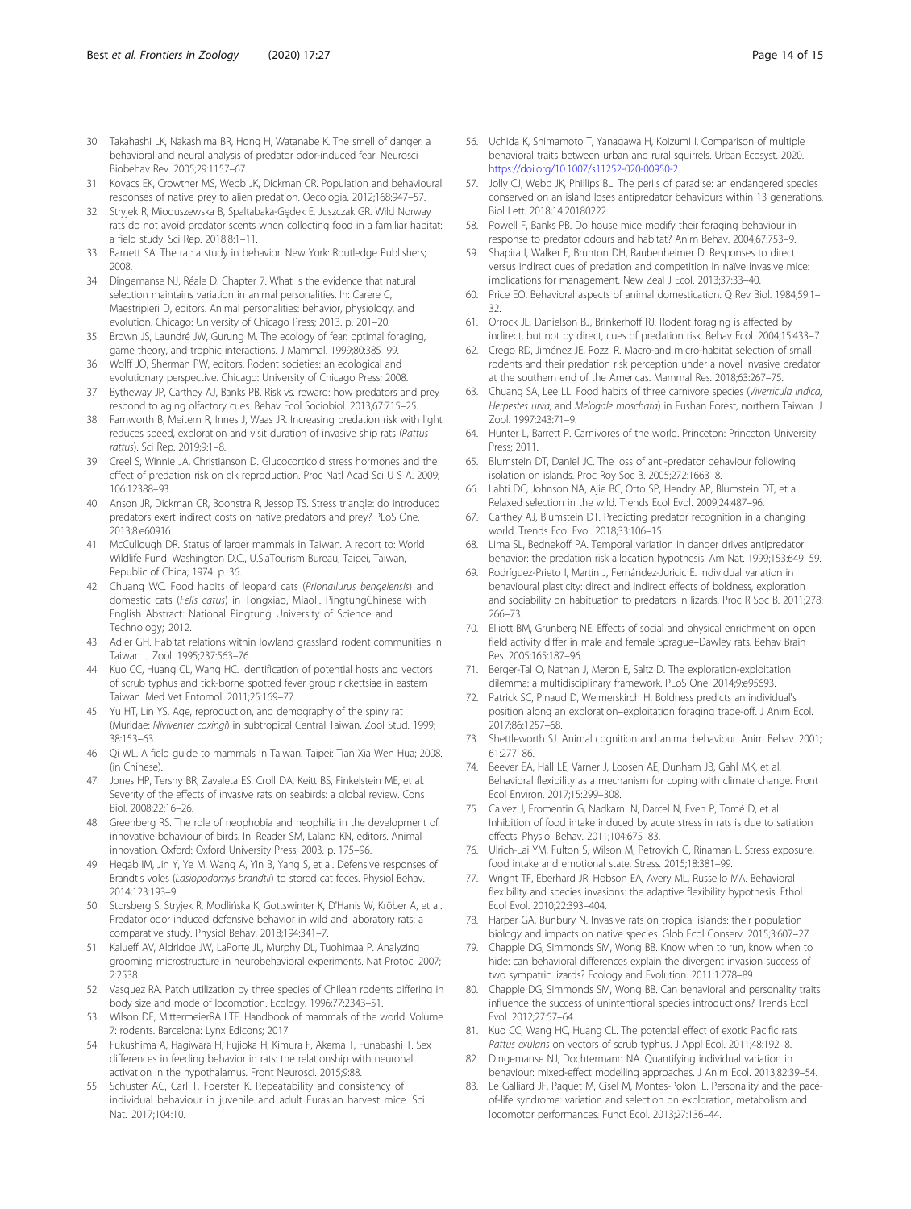30. Takahashi LK, Nakashima BR, Hong H, Watanabe K. The smell of danger: a behavioral and neural analysis of predator odor-induced fear. Neurosci Biobehav Rev. 2005;29:1157–67.
31. Kovacs EK, Crowther MS, Webb JK, Dickman CR. Population and behavioural responses of native prey to alien predation. Oecologia. 2012;168:947–57.
32. Stryjek R, Mioduszewska B, Spaltabaka-Gędek E, Juszczak GR. Wild Norway rats do not avoid predator scents when collecting food in a familiar habitat: a field study. Sci Rep. 2018;8:1–11.
33. Barnett SA. The rat: a study in behavior. New York: Routledge Publishers; 2008.
34. Dingemanse NJ, Réale D. Chapter 7. What is the evidence that natural selection maintains variation in animal personalities. In: Carere C, Maestripieri D, editors. Animal personalities: behavior, physiology, and evolution. Chicago: University of Chicago Press; 2013. p. 201–20.
35. Brown JS, Laundré JW, Gurung M. The ecology of fear: optimal foraging, game theory, and trophic interactions. J Mammal. 1999;80:385–99.
36. Wolff JO, Sherman PW, editors. Rodent societies: an ecological and evolutionary perspective. Chicago: University of Chicago Press; 2008.
37. Bytheway JP, Carthey AJ, Banks PB. Risk vs. reward: how predators and prey respond to aging olfactory cues. Behav Ecol Sociobiol. 2013;67:715–25.
38. Farnworth B, Meitern R, Innes J, Waas JR. Increasing predation risk with light reduces speed, exploration and visit duration of invasive ship rats (*Rattus rattus*). Sci Rep. 2019;9:1–8.
39. Creel S, Winnie JA, Christianson D. Glucocorticoid stress hormones and the effect of predation risk on elk reproduction. Proc Natl Acad Sci U S A. 2009; 106:12388–93.
40. Anson JR, Dickman CR, Boonstra R, Jessop TS. Stress triangle: do introduced predators exert indirect costs on native predators and prey? PLoS One. 2013;8:e60916.
41. McCullough DR. Status of larger mammals in Taiwan. A report to: World Wildlife Fund, Washington D.C., U.S.aTourism Bureau, Taipei, Taiwan, Republic of China; 1974. p. 36.
42. Chuang WC. Food habits of leopard cats (*Prionailurus bengelensis*) and domestic cats (*Felis catus*) in Tongxiao, Miaoli. PingtungChinese with English Abstract: National Pingtung University of Science and Technology; 2012.
43. Adler GH. Habitat relations within lowland grassland rodent communities in Taiwan. J Zool. 1995;237:563–76.
44. Kuo CC, Huang CL, Wang HC. Identification of potential hosts and vectors of scrub typhus and tick-borne spotted fever group rickettsiae in eastern Taiwan. Med Vet Entomol. 2011;25:169–77.
45. Yu HT, Lin YS. Age, reproduction, and demography of the spiny rat (Muridae: *Niviventer coxingi*) in subtropical Central Taiwan. Zool Stud. 1999; 38:153–63.
46. Qi WL. A field guide to mammals in Taiwan. Taipei: Tian Xia Wen Hua; 2008. (in Chinese).
47. Jones HP, Tershy BR, Zavaleta ES, Croll DA, Keitt BS, Finkelstein ME, et al. Severity of the effects of invasive rats on seabirds: a global review. Cons Biol. 2008;22:16–26.
48. Greenberg RS. The role of neophobia and neophilia in the development of innovative behaviour of birds. In: Reader SM, Laland KN, editors. Animal innovation. Oxford: Oxford University Press; 2003. p. 175–96.
49. Hegab IM, Jin Y, Ye M, Wang A, Yin B, Yang S, et al. Defensive responses of Brandt's voles (*Lasiopodomys brandtii*) to stored cat feces. Physiol Behav. 2014;123:193–9.
50. Storsberg S, Stryjek R, Modlińska K, Gottswinter K, D'Hanis W, Kröber A, et al. Predator odor induced defensive behavior in wild and laboratory rats: a comparative study. Physiol Behav. 2018;194:341–7.
51. Kalueff AV, Aldridge JW, LaPorte JL, Murphy DL, Tuohimaa P. Analyzing grooming microstructure in neurobehavioral experiments. Nat Protoc. 2007; 2:2538.
52. Vasquez RA. Patch utilization by three species of Chilean rodents differing in body size and mode of locomotion. Ecology. 1996;77:2343–51.
53. Wilson DE, MittermeierRA LTE. Handbook of mammals of the world. Volume 7: rodents. Barcelona: Lynx Edicons; 2017.
54. Fukushima A, Hagiwara H, Fujioka H, Kimura F, Akema T, Funabashi T. Sex differences in feeding behavior in rats: the relationship with neuronal activation in the hypothalamus. Front Neurosci. 2015;9:88.
55. Schuster AC, Carl T, Foerster K. Repeatability and consistency of individual behaviour in juvenile and adult Eurasian harvest mice. Sci Nat. 2017;104:10.
56. Uchida K, Shimamoto T, Yanagawa H, Koizumi I. Comparison of multiple behavioral traits between urban and rural squirrels. Urban Ecosyst. 2020. https://doi.org/10.1007/s11252-020-00950-2.
57. Jolly CJ, Webb JK, Phillips BL. The perils of paradise: an endangered species conserved on an island loses antipredator behaviours within 13 generations. Biol Lett. 2018;14:20180222.
58. Powell F, Banks PB. Do house mice modify their foraging behaviour in response to predator odours and habitat? Anim Behav. 2004;67:753–9.
59. Shapira I, Walker E, Brunton DH, Raubenheimer D. Responses to direct versus indirect cues of predation and competition in naïve invasive mice: implications for management. New Zeal J Ecol. 2013;37:33–40.
60. Price EO. Behavioral aspects of animal domestication. Q Rev Biol. 1984;59:1–32.
61. Orrock JL, Danielson BJ, Brinkerhoff RJ. Rodent foraging is affected by indirect, but not by direct, cues of predation risk. Behav Ecol. 2004;15:433–7.
62. Crego RD, Jiménez JE, Rozzi R. Macro-and micro-habitat selection of small rodents and their predation risk perception under a novel invasive predator at the southern end of the Americas. Mammal Res. 2018;63:267–75.
63. Chuang SA, Lee LL. Food habits of three carnivore species (*Viverricula indica, Herpestes urva*, and *Melogale moschata*) in Fushan Forest, northern Taiwan. J Zool. 1997;243:71–9.
64. Hunter L, Barrett P. Carnivores of the world. Princeton: Princeton University Press; 2011.
65. Blumstein DT, Daniel JC. The loss of anti-predator behaviour following isolation on islands. Proc Roy Soc B. 2005;272:1663–8.
66. Lahti DC, Johnson NA, Ajie BC, Otto SP, Hendry AP, Blumstein DT, et al. Relaxed selection in the wild. Trends Ecol Evol. 2009;24:487–96.
67. Carthey AJ, Blumstein DT. Predicting predator recognition in a changing world. Trends Ecol Evol. 2018;33:106–15.
68. Lima SL, Bednekoff PA. Temporal variation in danger drives antipredator behavior: the predation risk allocation hypothesis. Am Nat. 1999;153:649–59.
69. Rodríguez-Prieto I, Martín J, Fernández-Juricic E. Individual variation in behavioural plasticity: direct and indirect effects of boldness, exploration and sociability on habituation to predators in lizards. Proc R Soc B. 2011;278: 266–73.
70. Elliott BM, Grunberg NE. Effects of social and physical enrichment on open field activity differ in male and female Sprague–Dawley rats. Behav Brain Res. 2005;165:187–96.
71. Berger-Tal O, Nathan J, Meron E, Saltz D. The exploration-exploitation dilemma: a multidisciplinary framework. PLoS One. 2014;9:e95693.
72. Patrick SC, Pinaud D, Weimerskirch H. Boldness predicts an individual's position along an exploration–exploitation foraging trade-off. J Anim Ecol. 2017;86:1257–68.
73. Shettleworth SJ. Animal cognition and animal behaviour. Anim Behav. 2001; 61:277–86.
74. Beever EA, Hall LE, Varner J, Loosen AE, Dunham JB, Gahl MK, et al. Behavioral flexibility as a mechanism for coping with climate change. Front Ecol Environ. 2017;15:299–308.
75. Calvez J, Fromentin G, Nadkarni N, Darcel N, Even P, Tomé D, et al. Inhibition of food intake induced by acute stress in rats is due to satiation effects. Physiol Behav. 2011;104:675–83.
76. Ulrich-Lai YM, Fulton S, Wilson M, Petrovich G, Rinaman L. Stress exposure, food intake and emotional state. Stress. 2015;18:381–99.
77. Wright TF, Eberhard JR, Hobson EA, Avery ML, Russello MA. Behavioral flexibility and species invasions: the adaptive flexibility hypothesis. Ethol Ecol Evol. 2010;22:393–404.
78. Harper GA, Bunbury N. Invasive rats on tropical islands: their population biology and impacts on native species. Glob Ecol Conserv. 2015;3:607–27.
79. Chapple DG, Simmonds SM, Wong BB. Know when to run, know when to hide: can behavioral differences explain the divergent invasion success of two sympatric lizards? Ecology and Evolution. 2011;1:278–89.
80. Chapple DG, Simmonds SM, Wong BB. Can behavioral and personality traits influence the success of unintentional species introductions? Trends Ecol Evol. 2012;27:57–64.
81. Kuo CC, Wang HC, Huang CL. The potential effect of exotic Pacific rats *Rattus exulans* on vectors of scrub typhus. J Appl Ecol. 2011;48:192–8.
82. Dingemanse NJ, Dochtermann NA. Quantifying individual variation in behaviour: mixed-effect modelling approaches. J Anim Ecol. 2013;82:39–54.
83. Le Galliard JF, Paquet M, Cisel M, Montes-Poloni L. Personality and the pace-of-life syndrome: variation and selection on exploration, metabolism and locomotor performances. Funct Ecol. 2013;27:136–44.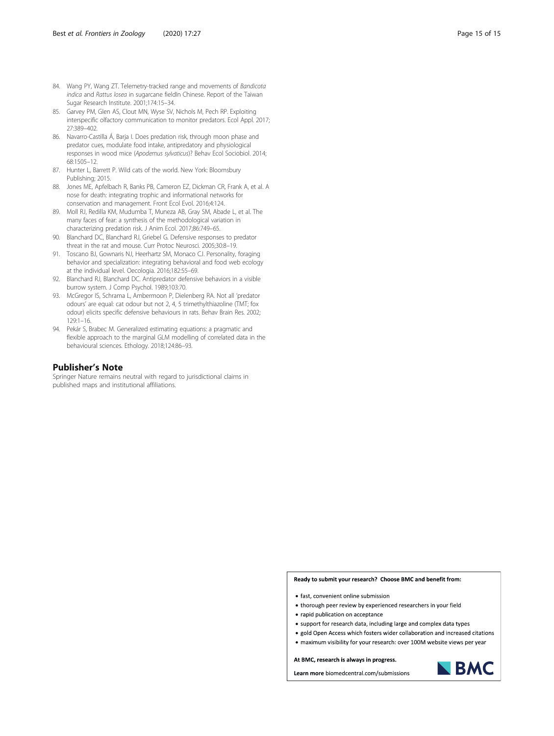84. Wang PY, Wang ZT. Telemetry-tracked range and movements of *Bandicota indica* and *Rattus losea* in sugarcane fieldIn Chinese. Report of the Taiwan Sugar Research Institute. 2001;174:15–34.
85. Garvey PM, Glen AS, Clout MN, Wyse SV, Nichols M, Pech RP. Exploiting interspecific olfactory communication to monitor predators. Ecol Appl. 2017; 27:389–402.
86. Navarro-Castilla Á, Barja I. Does predation risk, through moon phase and predator cues, modulate food intake, antipredatory and physiological responses in wood mice (*Apodemus sylvaticus*)? Behav Ecol Sociobiol. 2014; 68:1505–12.
87. Hunter L, Barrett P. Wild cats of the world. New York: Bloomsbury Publishing; 2015.
88. Jones ME, Apfelbach R, Banks PB, Cameron EZ, Dickman CR, Frank A, et al. A nose for death: integrating trophic and informational networks for conservation and management. Front Ecol Evol. 2016;4:124.
89. Moll RJ, Redilla KM, Mudumba T, Muneza AB, Gray SM, Abade L, et al. The many faces of fear: a synthesis of the methodological variation in characterizing predation risk. J Anim Ecol. 2017;86:749–65.
90. Blanchard DC, Blanchard RJ, Griebel G. Defensive responses to predator threat in the rat and mouse. Curr Protoc Neurosci. 2005;30:8–19.
91. Toscano BJ, Gownaris NJ, Heerhartz SM, Monaco CJ. Personality, foraging behavior and specialization: integrating behavioral and food web ecology at the individual level. Oecologia. 2016;182:55–69.
92. Blanchard RJ, Blanchard DC. Antipredator defensive behaviors in a visible burrow system. J Comp Psychol. 1989;103:70.
93. McGregor IS, Schrama L, Ambermoon P, Dielenberg RA. Not all 'predator odours' are equal: cat odour but not 2, 4, 5 trimethylthiazoline (TMT; fox odour) elicits specific defensive behaviours in rats. Behav Brain Res. 2002; 129:1–16.
94. Pekár S, Brabec M. Generalized estimating equations: a pragmatic and flexible approach to the marginal GLM modelling of correlated data in the behavioural sciences. Ethology. 2018;124:86–93.

## Publisher's Note

Springer Nature remains neutral with regard to jurisdictional claims in published maps and institutional affiliations.

**Ready to submit your research? Choose BMC and benefit from:**

- fast, convenient online submission
- thorough peer review by experienced researchers in your field
- rapid publication on acceptance
- support for research data, including large and complex data types
- gold Open Access which fosters wider collaboration and increased citations
- maximum visibility for your research: over 100M website views per year

**At BMC, research is always in progress.**

**Learn more** biomedcentral.com/submissions